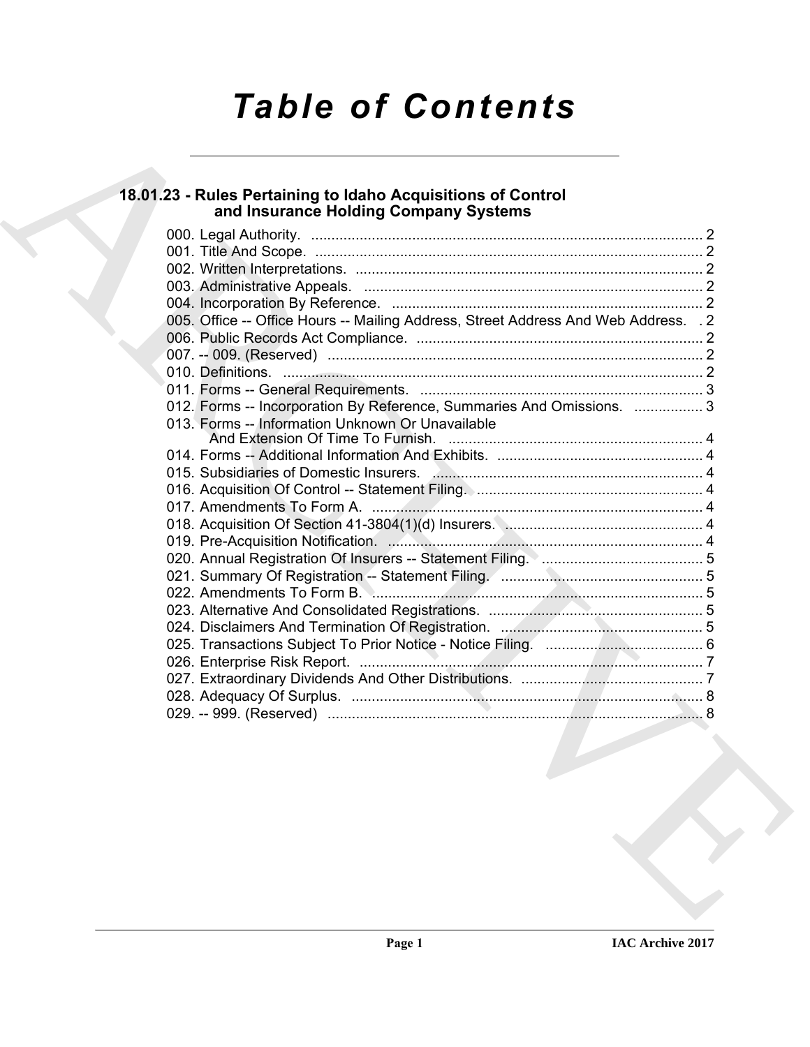# Table of Contents

## 18.01.23 - Rules Pertaining to Idaho Acquisitions of Control and Insurance Holding Company Systems

000. Legal Authority. ........ 2
001. Title And Scope. ........ 2
002. Written Interpretations. ........ 2
003. Administrative Appeals. ........ 2
004. Incorporation By Reference. ........ 2
005. Office -- Office Hours -- Mailing Address, Street Address And Web Address. ........ 2
006. Public Records Act Compliance. ........ 2
007. -- 009. (Reserved) ........ 2
010. Definitions. ........ 2
011. Forms -- General Requirements. ........ 3
012. Forms -- Incorporation By Reference, Summaries And Omissions. ........ 3
013. Forms -- Information Unknown Or Unavailable And Extension Of Time To Furnish. ........ 4
014. Forms -- Additional Information And Exhibits. ........ 4
015. Subsidiaries of Domestic Insurers. ........ 4
016. Acquisition Of Control -- Statement Filing. ........ 4
017. Amendments To Form A. ........ 4
018. Acquisition Of Section 41-3804(1)(d) Insurers. ........ 4
019. Pre-Acquisition Notification. ........ 4
020. Annual Registration Of Insurers -- Statement Filing. ........ 5
021. Summary Of Registration -- Statement Filing. ........ 5
022. Amendments To Form B. ........ 5
023. Alternative And Consolidated Registrations. ........ 5
024. Disclaimers And Termination Of Registration. ........ 5
025. Transactions Subject To Prior Notice - Notice Filing. ........ 6
026. Enterprise Risk Report. ........ 7
027. Extraordinary Dividends And Other Distributions. ........ 7
028. Adequacy Of Surplus. ........ 8
029. -- 999. (Reserved) ........ 8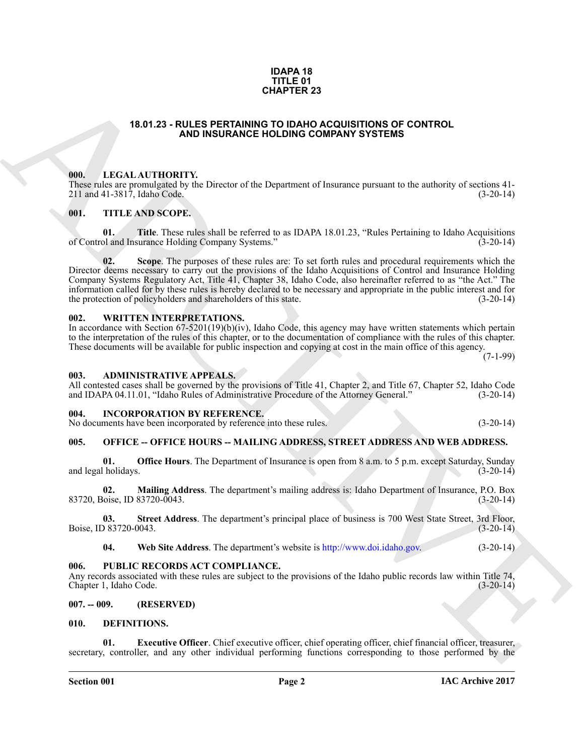# IDAPA 18
# TITLE 01
# CHAPTER 23

## 18.01.23 - RULES PERTAINING TO IDAHO ACQUISITIONS OF CONTROL AND INSURANCE HOLDING COMPANY SYSTEMS

### 000. LEGAL AUTHORITY.

These rules are promulgated by the Director of the Department of Insurance pursuant to the authority of sections 41-211 and 41-3817, Idaho Code. (3-20-14)

### 001. TITLE AND SCOPE.

**01. Title**. These rules shall be referred to as IDAPA 18.01.23, "Rules Pertaining to Idaho Acquisitions of Control and Insurance Holding Company Systems." (3-20-14)

**02. Scope**. The purposes of these rules are: To set forth rules and procedural requirements which the Director deems necessary to carry out the provisions of the Idaho Acquisitions of Control and Insurance Holding Company Systems Regulatory Act, Title 41, Chapter 38, Idaho Code, also hereinafter referred to as "the Act." The information called for by these rules is hereby declared to be necessary and appropriate in the public interest and for the protection of policyholders and shareholders of this state. (3-20-14)

### 002. WRITTEN INTERPRETATIONS.

In accordance with Section 67-5201(19)(b)(iv), Idaho Code, this agency may have written statements which pertain to the interpretation of the rules of this chapter, or to the documentation of compliance with the rules of this chapter. These documents will be available for public inspection and copying at cost in the main office of this agency. (7-1-99)

### 003. ADMINISTRATIVE APPEALS.

All contested cases shall be governed by the provisions of Title 41, Chapter 2, and Title 67, Chapter 52, Idaho Code and IDAPA 04.11.01, "Idaho Rules of Administrative Procedure of the Attorney General." (3-20-14)

### 004. INCORPORATION BY REFERENCE.

No documents have been incorporated by reference into these rules. (3-20-14)

### 005. OFFICE -- OFFICE HOURS -- MAILING ADDRESS, STREET ADDRESS AND WEB ADDRESS.

**01. Office Hours**. The Department of Insurance is open from 8 a.m. to 5 p.m. except Saturday, Sunday and legal holidays. (3-20-14)

**02. Mailing Address**. The department's mailing address is: Idaho Department of Insurance, P.O. Box 83720, Boise, ID 83720-0043. (3-20-14)

**03. Street Address**. The department's principal place of business is 700 West State Street, 3rd Floor, Boise, ID 83720-0043. (3-20-14)

**04. Web Site Address**. The department's website is http://www.doi.idaho.gov. (3-20-14)

### 006. PUBLIC RECORDS ACT COMPLIANCE.

Any records associated with these rules are subject to the provisions of the Idaho public records law within Title 74, Chapter 1, Idaho Code. (3-20-14)

### 007. -- 009. (RESERVED)

### 010. DEFINITIONS.

**01. Executive Officer**. Chief executive officer, chief operating officer, chief financial officer, treasurer, secretary, controller, and any other individual performing functions corresponding to those performed by the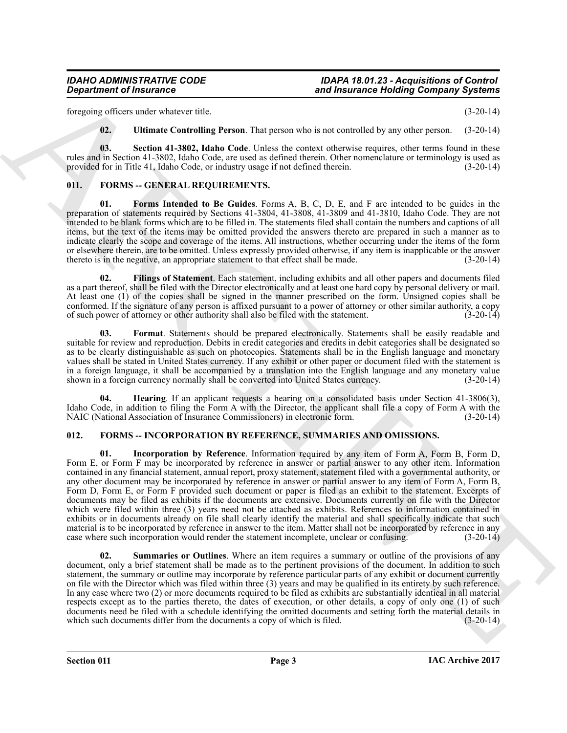foregoing officers under whatever title. (3-20-14)

**02. Ultimate Controlling Person**. That person who is not controlled by any other person. (3-20-14)

**03. Section 41-3802, Idaho Code**. Unless the context otherwise requires, other terms found in these rules and in Section 41-3802, Idaho Code, are used as defined therein. Other nomenclature or terminology is used as provided for in Title 41, Idaho Code, or industry usage if not defined therein. (3-20-14)

## 011. FORMS -- GENERAL REQUIREMENTS.

**01. Forms Intended to Be Guides**. Forms A, B, C, D, E, and F are intended to be guides in the preparation of statements required by Sections 41-3804, 41-3808, 41-3809 and 41-3810, Idaho Code. They are not intended to be blank forms which are to be filled in. The statements filed shall contain the numbers and captions of all items, but the text of the items may be omitted provided the answers thereto are prepared in such a manner as to indicate clearly the scope and coverage of the items. All instructions, whether occurring under the items of the form or elsewhere therein, are to be omitted. Unless expressly provided otherwise, if any item is inapplicable or the answer thereto is in the negative, an appropriate statement to that effect shall be made. (3-20-14)

**02. Filings of Statement**. Each statement, including exhibits and all other papers and documents filed as a part thereof, shall be filed with the Director electronically and at least one hard copy by personal delivery or mail. At least one (1) of the copies shall be signed in the manner prescribed on the form. Unsigned copies shall be conformed. If the signature of any person is affixed pursuant to a power of attorney or other similar authority, a copy of such power of attorney or other authority shall also be filed with the statement. (3-20-14)

**03. Format**. Statements should be prepared electronically. Statements shall be easily readable and suitable for review and reproduction. Debits in credit categories and credits in debit categories shall be designated so as to be clearly distinguishable as such on photocopies. Statements shall be in the English language and monetary values shall be stated in United States currency. If any exhibit or other paper or document filed with the statement is in a foreign language, it shall be accompanied by a translation into the English language and any monetary value shown in a foreign currency normally shall be converted into United States currency. (3-20-14)

**04. Hearing**. If an applicant requests a hearing on a consolidated basis under Section 41-3806(3), Idaho Code, in addition to filing the Form A with the Director, the applicant shall file a copy of Form A with the NAIC (National Association of Insurance Commissioners) in electronic form. (3-20-14)

## 012. FORMS -- INCORPORATION BY REFERENCE, SUMMARIES AND OMISSIONS.

**01. Incorporation by Reference**. Information required by any item of Form A, Form B, Form D, Form E, or Form F may be incorporated by reference in answer or partial answer to any other item. Information contained in any financial statement, annual report, proxy statement, statement filed with a governmental authority, or any other document may be incorporated by reference in answer or partial answer to any item of Form A, Form B, Form D, Form E, or Form F provided such document or paper is filed as an exhibit to the statement. Excerpts of documents may be filed as exhibits if the documents are extensive. Documents currently on file with the Director which were filed within three (3) years need not be attached as exhibits. References to information contained in exhibits or in documents already on file shall clearly identify the material and shall specifically indicate that such material is to be incorporated by reference in answer to the item. Matter shall not be incorporated by reference in any case where such incorporation would render the statement incomplete, unclear or confusing. (3-20-14)

**02. Summaries or Outlines**. Where an item requires a summary or outline of the provisions of any document, only a brief statement shall be made as to the pertinent provisions of the document. In addition to such statement, the summary or outline may incorporate by reference particular parts of any exhibit or document currently on file with the Director which was filed within three (3) years and may be qualified in its entirety by such reference. In any case where two (2) or more documents required to be filed as exhibits are substantially identical in all material respects except as to the parties thereto, the dates of execution, or other details, a copy of only one (1) of such documents need be filed with a schedule identifying the omitted documents and setting forth the material details in which such documents differ from the documents a copy of which is filed. (3-20-14)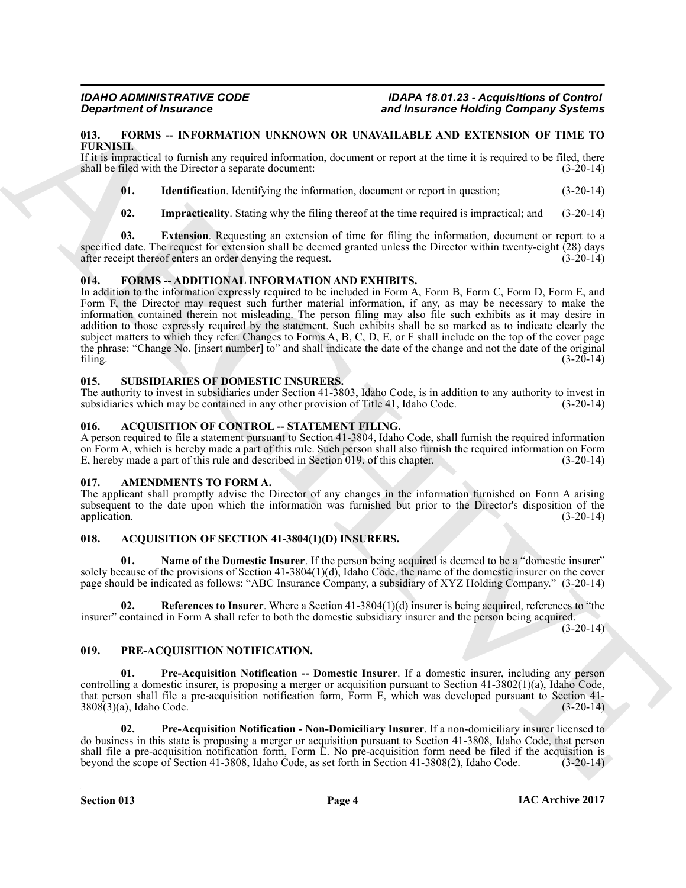## 013. FORMS -- INFORMATION UNKNOWN OR UNAVAILABLE AND EXTENSION OF TIME TO FURNISH.

If it is impractical to furnish any required information, document or report at the time it is required to be filed, there shall be filed with the Director a separate document: (3-20-14)

**01. Identification**. Identifying the information, document or report in question; (3-20-14)

**02. Impracticality**. Stating why the filing thereof at the time required is impractical; and (3-20-14)

**03. Extension**. Requesting an extension of time for filing the information, document or report to a specified date. The request for extension shall be deemed granted unless the Director within twenty-eight (28) days after receipt thereof enters an order denying the request. (3-20-14)

## 014. FORMS -- ADDITIONAL INFORMATION AND EXHIBITS.

In addition to the information expressly required to be included in Form A, Form B, Form C, Form D, Form E, and Form F, the Director may request such further material information, if any, as may be necessary to make the information contained therein not misleading. The person filing may also file such exhibits as it may desire in addition to those expressly required by the statement. Such exhibits shall be so marked as to indicate clearly the subject matters to which they refer. Changes to Forms A, B, C, D, E, or F shall include on the top of the cover page the phrase: "Change No. [insert number] to" and shall indicate the date of the change and not the date of the original filing. (3-20-14)

## 015. SUBSIDIARIES OF DOMESTIC INSURERS.

The authority to invest in subsidiaries under Section 41-3803, Idaho Code, is in addition to any authority to invest in subsidiaries which may be contained in any other provision of Title 41, Idaho Code. (3-20-14)

## 016. ACQUISITION OF CONTROL -- STATEMENT FILING.

A person required to file a statement pursuant to Section 41-3804, Idaho Code, shall furnish the required information on Form A, which is hereby made a part of this rule. Such person shall also furnish the required information on Form E, hereby made a part of this rule and described in Section 019. of this chapter. (3-20-14)

## 017. AMENDMENTS TO FORM A.

The applicant shall promptly advise the Director of any changes in the information furnished on Form A arising subsequent to the date upon which the information was furnished but prior to the Director's disposition of the application. (3-20-14)

## 018. ACQUISITION OF SECTION 41-3804(1)(D) INSURERS.

**01. Name of the Domestic Insurer**. If the person being acquired is deemed to be a "domestic insurer" solely because of the provisions of Section 41-3804(1)(d), Idaho Code, the name of the domestic insurer on the cover page should be indicated as follows: "ABC Insurance Company, a subsidiary of XYZ Holding Company." (3-20-14)

**02. References to Insurer**. Where a Section 41-3804(1)(d) insurer is being acquired, references to "the insurer" contained in Form A shall refer to both the domestic subsidiary insurer and the person being acquired. (3-20-14)

## 019. PRE-ACQUISITION NOTIFICATION.

**01. Pre-Acquisition Notification -- Domestic Insurer**. If a domestic insurer, including any person controlling a domestic insurer, is proposing a merger or acquisition pursuant to Section 41-3802(1)(a), Idaho Code, that person shall file a pre-acquisition notification form, Form E, which was developed pursuant to Section 41-3808(3)(a), Idaho Code. (3-20-14)

**02. Pre-Acquisition Notification - Non-Domiciliary Insurer**. If a non-domiciliary insurer licensed to do business in this state is proposing a merger or acquisition pursuant to Section 41-3808, Idaho Code, that person shall file a pre-acquisition notification form, Form E. No pre-acquisition form need be filed if the acquisition is beyond the scope of Section 41-3808, Idaho Code, as set forth in Section 41-3808(2), Idaho Code. (3-20-14)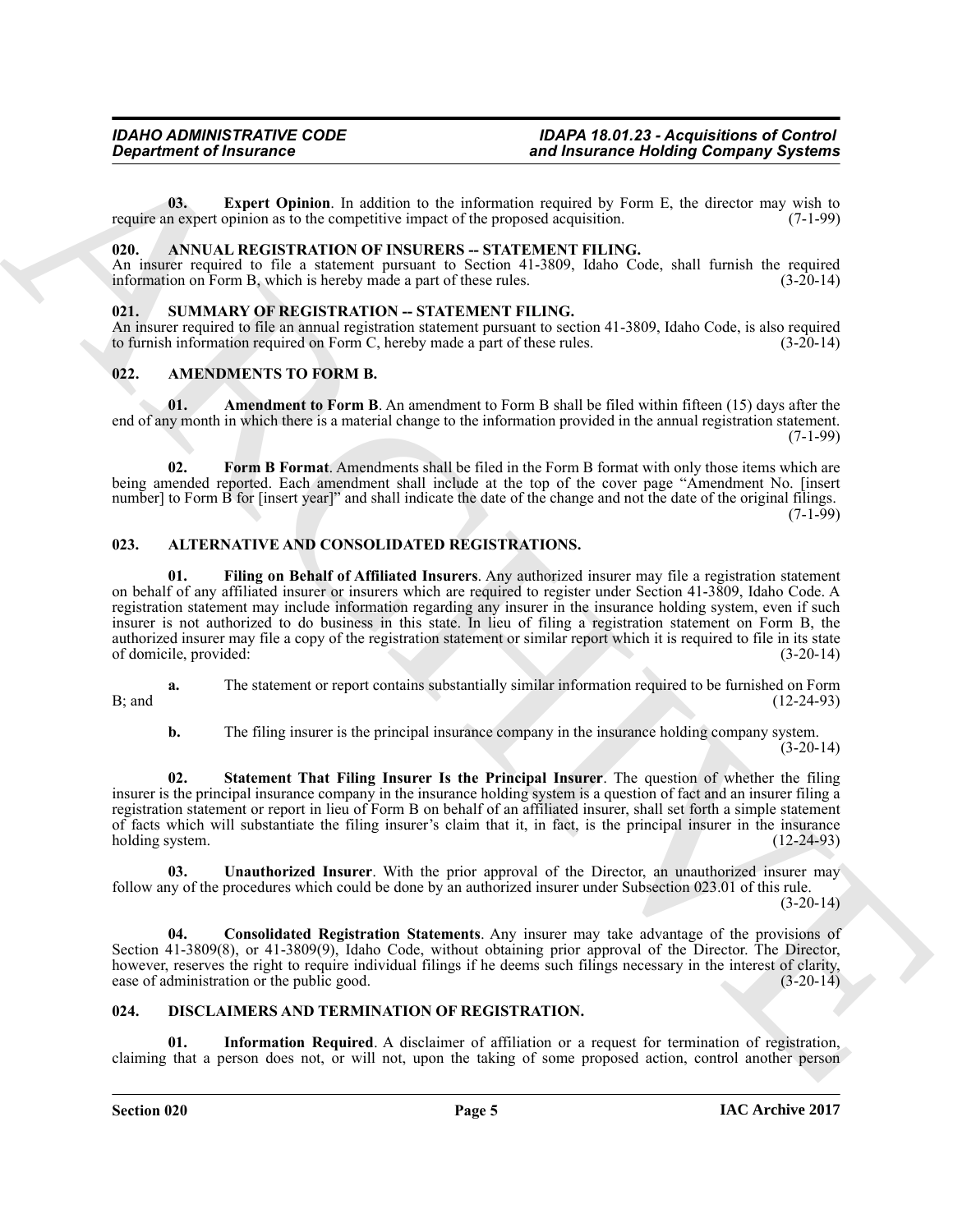**03. Expert Opinion**. In addition to the information required by Form E, the director may wish to require an expert opinion as to the competitive impact of the proposed acquisition. (7-1-99)

## 020. ANNUAL REGISTRATION OF INSURERS -- STATEMENT FILING.

An insurer required to file a statement pursuant to Section 41-3809, Idaho Code, shall furnish the required information on Form B, which is hereby made a part of these rules. (3-20-14)

## 021. SUMMARY OF REGISTRATION -- STATEMENT FILING.

An insurer required to file an annual registration statement pursuant to section 41-3809, Idaho Code, is also required to furnish information required on Form C, hereby made a part of these rules. (3-20-14)

## 022. AMENDMENTS TO FORM B.

**01. Amendment to Form B**. An amendment to Form B shall be filed within fifteen (15) days after the end of any month in which there is a material change to the information provided in the annual registration statement. (7-1-99)

**02. Form B Format**. Amendments shall be filed in the Form B format with only those items which are being amended reported. Each amendment shall include at the top of the cover page "Amendment No. [insert number] to Form B for [insert year]" and shall indicate the date of the change and not the date of the original filings. (7-1-99)

## 023. ALTERNATIVE AND CONSOLIDATED REGISTRATIONS.

**01. Filing on Behalf of Affiliated Insurers**. Any authorized insurer may file a registration statement on behalf of any affiliated insurer or insurers which are required to register under Section 41-3809, Idaho Code. A registration statement may include information regarding any insurer in the insurance holding system, even if such insurer is not authorized to do business in this state. In lieu of filing a registration statement on Form B, the authorized insurer may file a copy of the registration statement or similar report which it is required to file in its state of domicile, provided: (3-20-14)

**a.** The statement or report contains substantially similar information required to be furnished on Form B; and (12-24-93)

**b.** The filing insurer is the principal insurance company in the insurance holding company system. (3-20-14)

**02. Statement That Filing Insurer Is the Principal Insurer**. The question of whether the filing insurer is the principal insurance company in the insurance holding system is a question of fact and an insurer filing a registration statement or report in lieu of Form B on behalf of an affiliated insurer, shall set forth a simple statement of facts which will substantiate the filing insurer's claim that it, in fact, is the principal insurer in the insurance holding system. (12-24-93)

**03. Unauthorized Insurer**. With the prior approval of the Director, an unauthorized insurer may follow any of the procedures which could be done by an authorized insurer under Subsection 023.01 of this rule. (3-20-14)

**04. Consolidated Registration Statements**. Any insurer may take advantage of the provisions of Section 41-3809(8), or 41-3809(9), Idaho Code, without obtaining prior approval of the Director. The Director, however, reserves the right to require individual filings if he deems such filings necessary in the interest of clarity, ease of administration or the public good. (3-20-14)

## 024. DISCLAIMERS AND TERMINATION OF REGISTRATION.

**01. Information Required**. A disclaimer of affiliation or a request for termination of registration, claiming that a person does not, or will not, upon the taking of some proposed action, control another person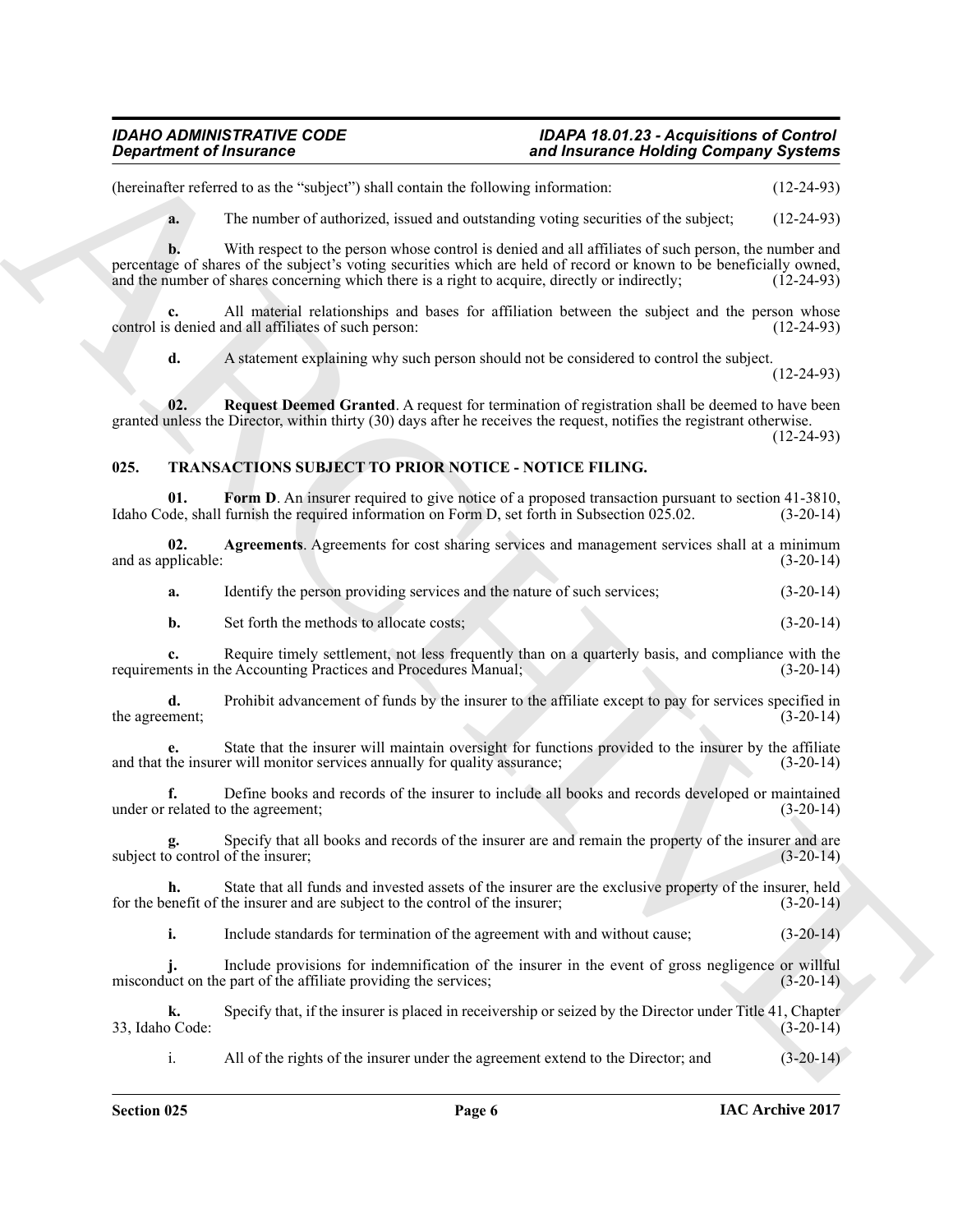(hereinafter referred to as the "subject") shall contain the following information: (12-24-93)

**a.** The number of authorized, issued and outstanding voting securities of the subject; (12-24-93)

**b.** With respect to the person whose control is denied and all affiliates of such person, the number and percentage of shares of the subject's voting securities which are held of record or known to be beneficially owned, and the number of shares concerning which there is a right to acquire, directly or indirectly; (12-24-93)

**c.** All material relationships and bases for affiliation between the subject and the person whose control is denied and all affiliates of such person: (12-24-93)

**d.** A statement explaining why such person should not be considered to control the subject. (12-24-93)

**02. Request Deemed Granted**. A request for termination of registration shall be deemed to have been granted unless the Director, within thirty (30) days after he receives the request, notifies the registrant otherwise. (12-24-93)

### 025. TRANSACTIONS SUBJECT TO PRIOR NOTICE - NOTICE FILING.

**01. Form D**. An insurer required to give notice of a proposed transaction pursuant to section 41-3810, Idaho Code, shall furnish the required information on Form D, set forth in Subsection 025.02. (3-20-14)

**02. Agreements**. Agreements for cost sharing services and management services shall at a minimum and as applicable: (3-20-14)

**a.** Identify the person providing services and the nature of such services; (3-20-14)

**b.** Set forth the methods to allocate costs; (3-20-14)

**c.** Require timely settlement, not less frequently than on a quarterly basis, and compliance with the requirements in the Accounting Practices and Procedures Manual; (3-20-14)

**d.** Prohibit advancement of funds by the insurer to the affiliate except to pay for services specified in the agreement; (3-20-14)

**e.** State that the insurer will maintain oversight for functions provided to the insurer by the affiliate and that the insurer will monitor services annually for quality assurance; (3-20-14)

**f.** Define books and records of the insurer to include all books and records developed or maintained under or related to the agreement; (3-20-14)

**g.** Specify that all books and records of the insurer are and remain the property of the insurer and are subject to control of the insurer; (3-20-14)

**h.** State that all funds and invested assets of the insurer are the exclusive property of the insurer, held for the benefit of the insurer and are subject to the control of the insurer; (3-20-14)

**i.** Include standards for termination of the agreement with and without cause; (3-20-14)

**j.** Include provisions for indemnification of the insurer in the event of gross negligence or willful misconduct on the part of the affiliate providing the services; (3-20-14)

**k.** Specify that, if the insurer is placed in receivership or seized by the Director under Title 41, Chapter 33, Idaho Code: (3-20-14)

i. All of the rights of the insurer under the agreement extend to the Director; and (3-20-14)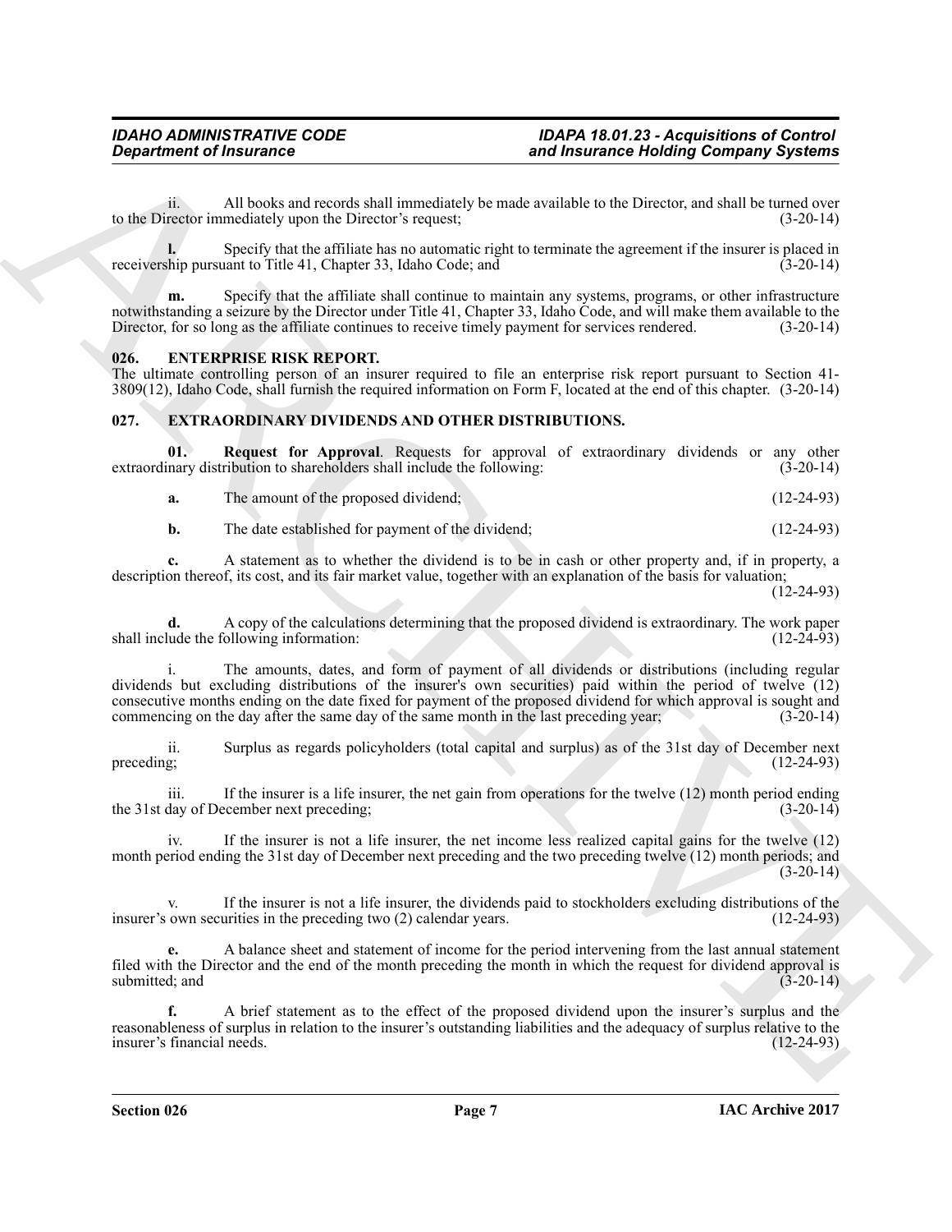ii. All books and records shall immediately be made available to the Director, and shall be turned over to the Director immediately upon the Director's request; (3-20-14)

**l.** Specify that the affiliate has no automatic right to terminate the agreement if the insurer is placed in receivership pursuant to Title 41, Chapter 33, Idaho Code; and (3-20-14)

**m.** Specify that the affiliate shall continue to maintain any systems, programs, or other infrastructure notwithstanding a seizure by the Director under Title 41, Chapter 33, Idaho Code, and will make them available to the Director, for so long as the affiliate continues to receive timely payment for services rendered. (3-20-14)

### 026. ENTERPRISE RISK REPORT.

The ultimate controlling person of an insurer required to file an enterprise risk report pursuant to Section 41-3809(12), Idaho Code, shall furnish the required information on Form F, located at the end of this chapter. (3-20-14)

### 027. EXTRAORDINARY DIVIDENDS AND OTHER DISTRIBUTIONS.

**01. Request for Approval**. Requests for approval of extraordinary dividends or any other extraordinary distribution to shareholders shall include the following: (3-20-14)

**a.** The amount of the proposed dividend; (12-24-93)

**b.** The date established for payment of the dividend; (12-24-93)

**c.** A statement as to whether the dividend is to be in cash or other property and, if in property, a description thereof, its cost, and its fair market value, together with an explanation of the basis for valuation; (12-24-93)

**d.** A copy of the calculations determining that the proposed dividend is extraordinary. The work paper shall include the following information: (12-24-93)

i. The amounts, dates, and form of payment of all dividends or distributions (including regular dividends but excluding distributions of the insurer's own securities) paid within the period of twelve (12) consecutive months ending on the date fixed for payment of the proposed dividend for which approval is sought and commencing on the day after the same day of the same month in the last preceding year; (3-20-14)

ii. Surplus as regards policyholders (total capital and surplus) as of the 31st day of December next preceding; (12-24-93)

iii. If the insurer is a life insurer, the net gain from operations for the twelve (12) month period ending the 31st day of December next preceding; (3-20-14)

iv. If the insurer is not a life insurer, the net income less realized capital gains for the twelve (12) month period ending the 31st day of December next preceding and the two preceding twelve (12) month periods; and (3-20-14)

v. If the insurer is not a life insurer, the dividends paid to stockholders excluding distributions of the insurer's own securities in the preceding two (2) calendar years. (12-24-93)

**e.** A balance sheet and statement of income for the period intervening from the last annual statement filed with the Director and the end of the month preceding the month in which the request for dividend approval is submitted; and (3-20-14)

**f.** A brief statement as to the effect of the proposed dividend upon the insurer's surplus and the reasonableness of surplus in relation to the insurer's outstanding liabilities and the adequacy of surplus relative to the insurer's financial needs. (12-24-93)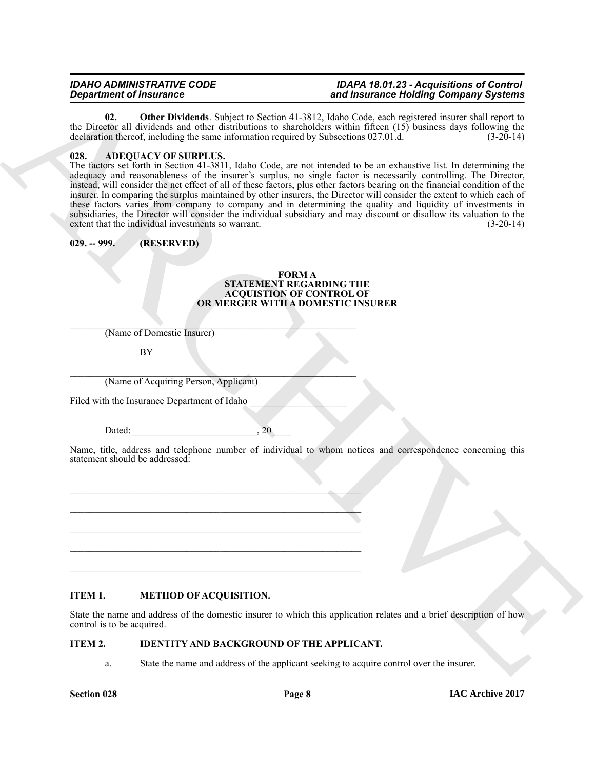**02. Other Dividends**. Subject to Section 41-3812, Idaho Code, each registered insurer shall report to the Director all dividends and other distributions to shareholders within fifteen (15) business days following the declaration thereof, including the same information required by Subsections 027.01.d. (3-20-14)

### 028. ADEQUACY OF SURPLUS.

The factors set forth in Section 41-3811, Idaho Code, are not intended to be an exhaustive list. In determining the adequacy and reasonableness of the insurer's surplus, no single factor is necessarily controlling. The Director, instead, will consider the net effect of all of these factors, plus other factors bearing on the financial condition of the insurer. In comparing the surplus maintained by other insurers, the Director will consider the extent to which each of these factors varies from company to company and in determining the quality and liquidity of investments in subsidiaries, the Director will consider the individual subsidiary and may discount or disallow its valuation to the extent that the individual investments so warrant. (3-20-14)

### 029. -- 999. (RESERVED)

**FORM A**
**STATEMENT REGARDING THE**
**ACQUISTION OF CONTROL OF**
**OR MERGER WITH A DOMESTIC INSURER**

______________________________________________________________
(Name of Domestic Insurer)

BY

______________________________________________________________
(Name of Acquiring Person, Applicant)

Filed with the Insurance Department of Idaho ____________________

Dated:__________________________, 20____

Name, title, address and telephone number of individual to whom notices and correspondence concerning this statement should be addressed:

______________________________________________________________

______________________________________________________________

______________________________________________________________

______________________________________________________________

______________________________________________________________

### ITEM 1. METHOD OF ACQUISITION.

State the name and address of the domestic insurer to which this application relates and a brief description of how control is to be acquired.

### ITEM 2. IDENTITY AND BACKGROUND OF THE APPLICANT.

a. State the name and address of the applicant seeking to acquire control over the insurer.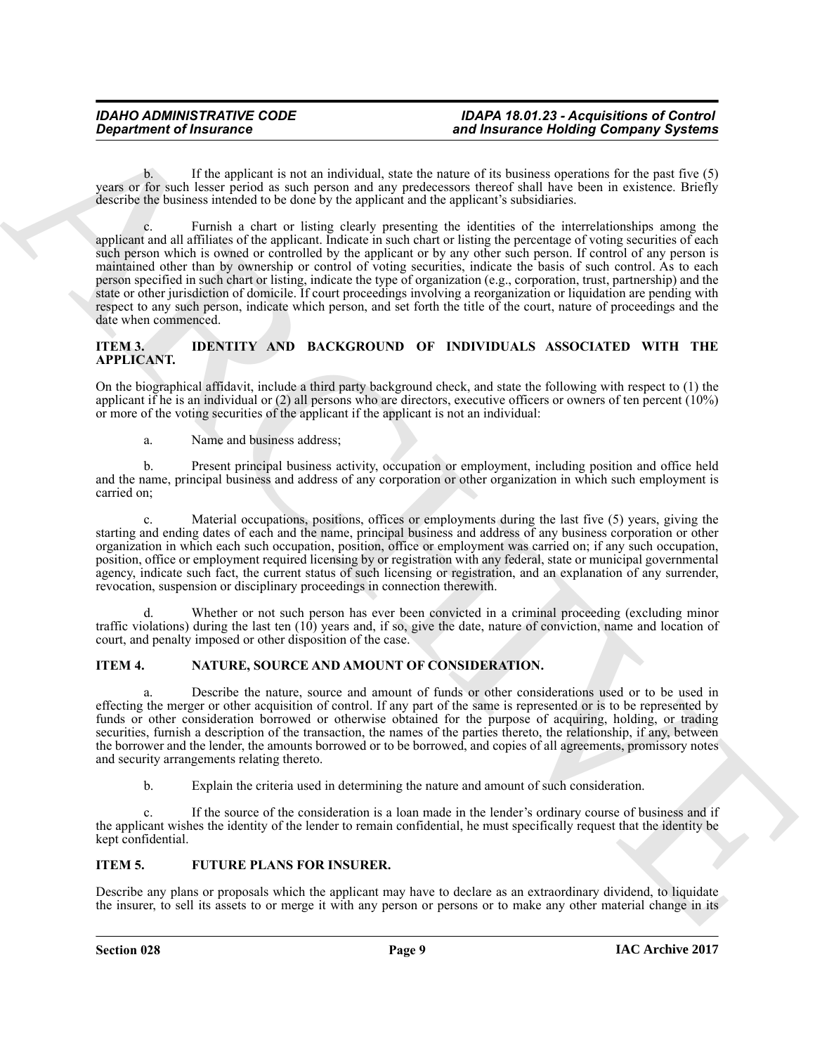b. If the applicant is not an individual, state the nature of its business operations for the past five (5) years or for such lesser period as such person and any predecessors thereof shall have been in existence. Briefly describe the business intended to be done by the applicant and the applicant's subsidiaries.

c. Furnish a chart or listing clearly presenting the identities of the interrelationships among the applicant and all affiliates of the applicant. Indicate in such chart or listing the percentage of voting securities of each such person which is owned or controlled by the applicant or by any other such person. If control of any person is maintained other than by ownership or control of voting securities, indicate the basis of such control. As to each person specified in such chart or listing, indicate the type of organization (e.g., corporation, trust, partnership) and the state or other jurisdiction of domicile. If court proceedings involving a reorganization or liquidation are pending with respect to any such person, indicate which person, and set forth the title of the court, nature of proceedings and the date when commenced.

**ITEM 3. IDENTITY AND BACKGROUND OF INDIVIDUALS ASSOCIATED WITH THE APPLICANT.**

On the biographical affidavit, include a third party background check, and state the following with respect to (1) the applicant if he is an individual or (2) all persons who are directors, executive officers or owners of ten percent (10%) or more of the voting securities of the applicant if the applicant is not an individual:

a. Name and business address;

b. Present principal business activity, occupation or employment, including position and office held and the name, principal business and address of any corporation or other organization in which such employment is carried on;

c. Material occupations, positions, offices or employments during the last five (5) years, giving the starting and ending dates of each and the name, principal business and address of any business corporation or other organization in which each such occupation, position, office or employment was carried on; if any such occupation, position, office or employment required licensing by or registration with any federal, state or municipal governmental agency, indicate such fact, the current status of such licensing or registration, and an explanation of any surrender, revocation, suspension or disciplinary proceedings in connection therewith.

d. Whether or not such person has ever been convicted in a criminal proceeding (excluding minor traffic violations) during the last ten (10) years and, if so, give the date, nature of conviction, name and location of court, and penalty imposed or other disposition of the case.

**ITEM 4. NATURE, SOURCE AND AMOUNT OF CONSIDERATION.**

a. Describe the nature, source and amount of funds or other considerations used or to be used in effecting the merger or other acquisition of control. If any part of the same is represented or is to be represented by funds or other consideration borrowed or otherwise obtained for the purpose of acquiring, holding, or trading securities, furnish a description of the transaction, the names of the parties thereto, the relationship, if any, between the borrower and the lender, the amounts borrowed or to be borrowed, and copies of all agreements, promissory notes and security arrangements relating thereto.

b. Explain the criteria used in determining the nature and amount of such consideration.

c. If the source of the consideration is a loan made in the lender's ordinary course of business and if the applicant wishes the identity of the lender to remain confidential, he must specifically request that the identity be kept confidential.

**ITEM 5. FUTURE PLANS FOR INSURER.**

Describe any plans or proposals which the applicant may have to declare as an extraordinary dividend, to liquidate the insurer, to sell its assets to or merge it with any person or persons or to make any other material change in its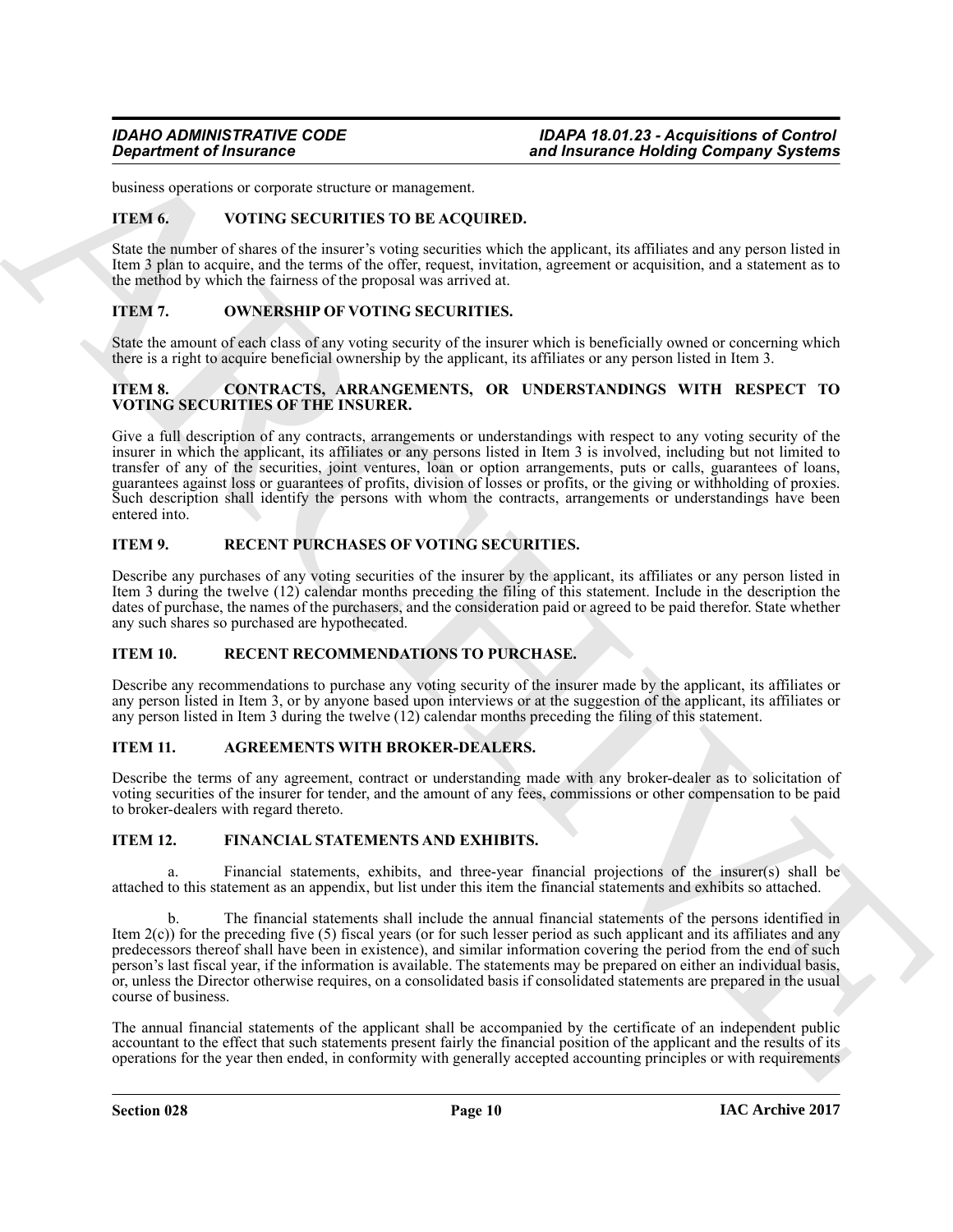business operations or corporate structure or management.

### ITEM 6. VOTING SECURITIES TO BE ACQUIRED.

State the number of shares of the insurer's voting securities which the applicant, its affiliates and any person listed in Item 3 plan to acquire, and the terms of the offer, request, invitation, agreement or acquisition, and a statement as to the method by which the fairness of the proposal was arrived at.

### ITEM 7. OWNERSHIP OF VOTING SECURITIES.

State the amount of each class of any voting security of the insurer which is beneficially owned or concerning which there is a right to acquire beneficial ownership by the applicant, its affiliates or any person listed in Item 3.

### ITEM 8. CONTRACTS, ARRANGEMENTS, OR UNDERSTANDINGS WITH RESPECT TO VOTING SECURITIES OF THE INSURER.

Give a full description of any contracts, arrangements or understandings with respect to any voting security of the insurer in which the applicant, its affiliates or any persons listed in Item 3 is involved, including but not limited to transfer of any of the securities, joint ventures, loan or option arrangements, puts or calls, guarantees of loans, guarantees against loss or guarantees of profits, division of losses or profits, or the giving or withholding of proxies. Such description shall identify the persons with whom the contracts, arrangements or understandings have been entered into.

### ITEM 9. RECENT PURCHASES OF VOTING SECURITIES.

Describe any purchases of any voting securities of the insurer by the applicant, its affiliates or any person listed in Item 3 during the twelve (12) calendar months preceding the filing of this statement. Include in the description the dates of purchase, the names of the purchasers, and the consideration paid or agreed to be paid therefor. State whether any such shares so purchased are hypothecated.

### ITEM 10. RECENT RECOMMENDATIONS TO PURCHASE.

Describe any recommendations to purchase any voting security of the insurer made by the applicant, its affiliates or any person listed in Item 3, or by anyone based upon interviews or at the suggestion of the applicant, its affiliates or any person listed in Item 3 during the twelve (12) calendar months preceding the filing of this statement.

### ITEM 11. AGREEMENTS WITH BROKER-DEALERS.

Describe the terms of any agreement, contract or understanding made with any broker-dealer as to solicitation of voting securities of the insurer for tender, and the amount of any fees, commissions or other compensation to be paid to broker-dealers with regard thereto.

### ITEM 12. FINANCIAL STATEMENTS AND EXHIBITS.

a. Financial statements, exhibits, and three-year financial projections of the insurer(s) shall be attached to this statement as an appendix, but list under this item the financial statements and exhibits so attached.

b. The financial statements shall include the annual financial statements of the persons identified in Item 2(c)) for the preceding five (5) fiscal years (or for such lesser period as such applicant and its affiliates and any predecessors thereof shall have been in existence), and similar information covering the period from the end of such person's last fiscal year, if the information is available. The statements may be prepared on either an individual basis, or, unless the Director otherwise requires, on a consolidated basis if consolidated statements are prepared in the usual course of business.

The annual financial statements of the applicant shall be accompanied by the certificate of an independent public accountant to the effect that such statements present fairly the financial position of the applicant and the results of its operations for the year then ended, in conformity with generally accepted accounting principles or with requirements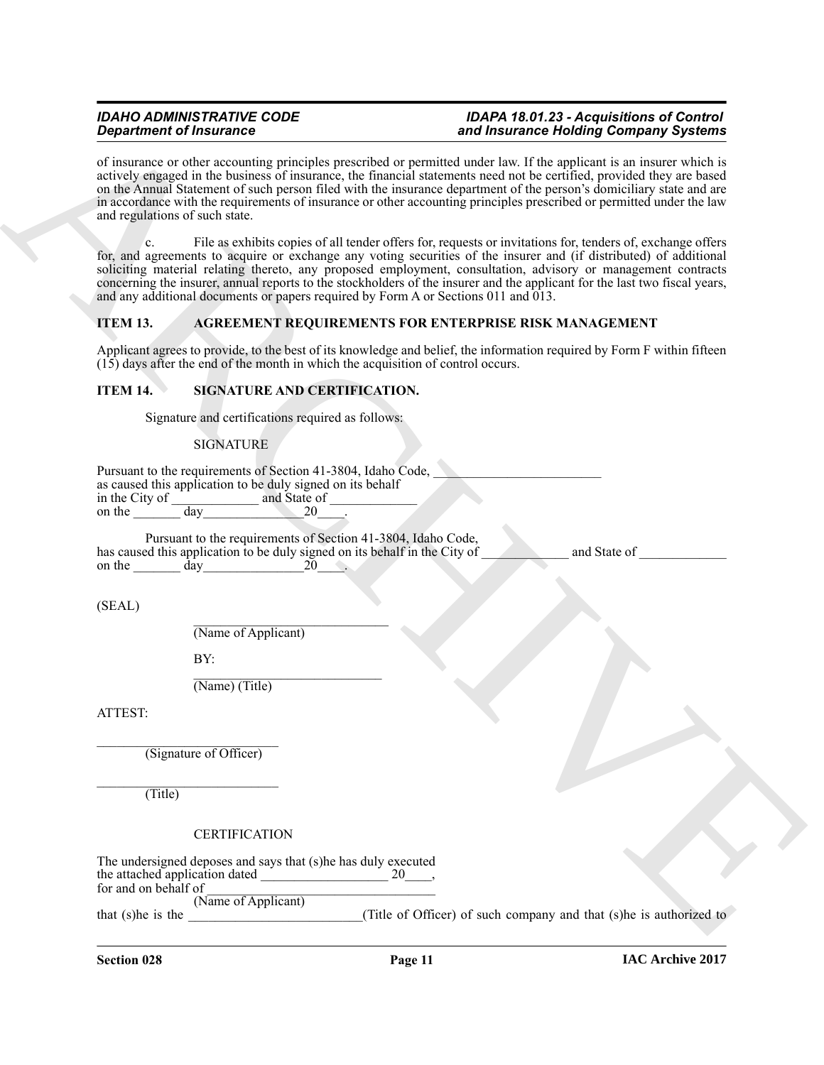of insurance or other accounting principles prescribed or permitted under law. If the applicant is an insurer which is actively engaged in the business of insurance, the financial statements need not be certified, provided they are based on the Annual Statement of such person filed with the insurance department of the person's domiciliary state and are in accordance with the requirements of insurance or other accounting principles prescribed or permitted under the law and regulations of such state.

c. File as exhibits copies of all tender offers for, requests or invitations for, tenders of, exchange offers for, and agreements to acquire or exchange any voting securities of the insurer and (if distributed) of additional soliciting material relating thereto, any proposed employment, consultation, advisory or management contracts concerning the insurer, annual reports to the stockholders of the insurer and the applicant for the last two fiscal years, and any additional documents or papers required by Form A or Sections 011 and 013.

**ITEM 13. AGREEMENT REQUIREMENTS FOR ENTERPRISE RISK MANAGEMENT**

Applicant agrees to provide, to the best of its knowledge and belief, the information required by Form F within fifteen (15) days after the end of the month in which the acquisition of control occurs.

**ITEM 14. SIGNATURE AND CERTIFICATION.**

Signature and certifications required as follows:

SIGNATURE

Pursuant to the requirements of Section 41-3804, Idaho Code, _________________________
as caused this application to be duly signed on its behalf
in the City of _____________ and State of _____________
on the _______ day_______________20____.

Pursuant to the requirements of Section 41-3804, Idaho Code,
has caused this application to be duly signed on its behalf in the City of _____________ and State of _____________
on the _______ day_______________20____.

(SEAL)

_____________________________
(Name of Applicant)

BY:

_____________________________
(Name) (Title)

ATTEST:

_____________________________
(Signature of Officer)

_____________________________
(Title)

CERTIFICATION

The undersigned deposes and says that (s)he has duly executed
the attached application dated ___________________ 20____,
for and on behalf of _________________________________
(Name of Applicant)
that (s)he is the __________________________(Title of Officer) of such company and that (s)he is authorized to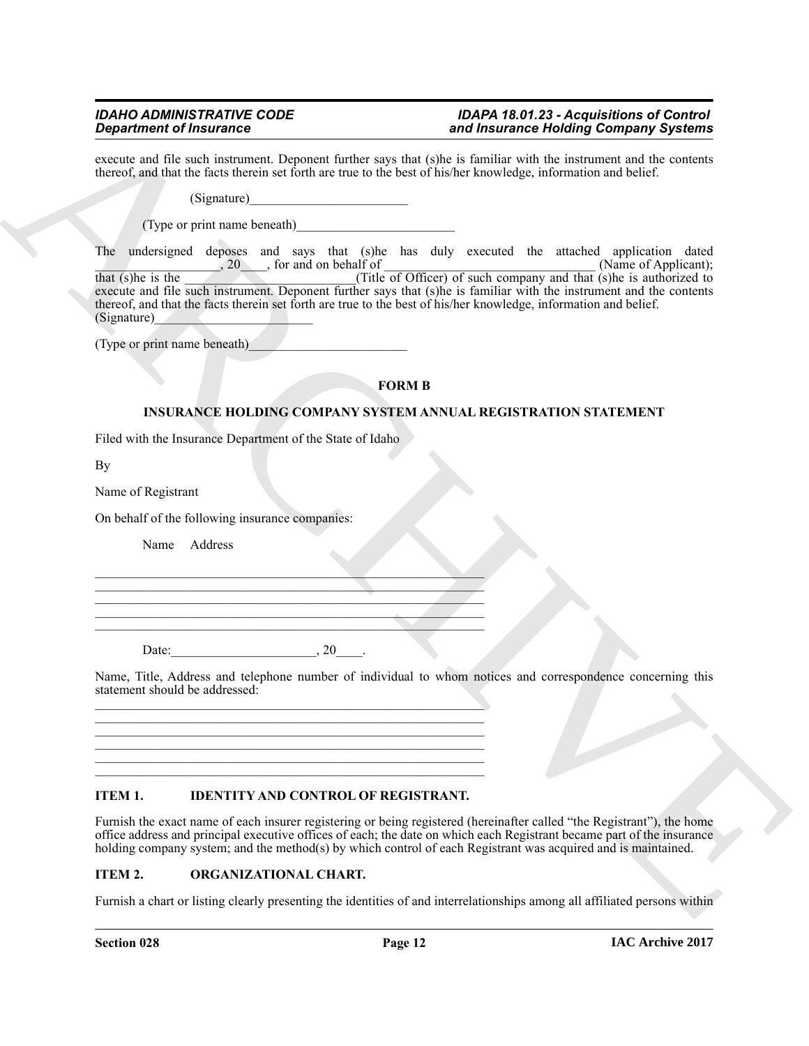execute and file such instrument. Deponent further says that (s)he is familiar with the instrument and the contents thereof, and that the facts therein set forth are true to the best of his/her knowledge, information and belief.

(Signature)________________________

(Type or print name beneath)________________________

The undersigned deposes and says that (s)he has duly executed the attached application dated __________________, 20____, for and on behalf of _______________________________ (Name of Applicant); that (s)he is the _________________________(Title of Officer) of such company and that (s)he is authorized to execute and file such instrument. Deponent further says that (s)he is familiar with the instrument and the contents thereof, and that the facts therein set forth are true to the best of his/her knowledge, information and belief.
(Signature)________________________

(Type or print name beneath)________________________

**FORM B**

**INSURANCE HOLDING COMPANY SYSTEM ANNUAL REGISTRATION STATEMENT**

Filed with the Insurance Department of the State of Idaho

By

Name of Registrant

On behalf of the following insurance companies:

Name Address

_____________________________________________________________
_____________________________________________________________
_____________________________________________________________
_____________________________________________________________
_____________________________________________________________

Date:______________________, 20____.

Name, Title, Address and telephone number of individual to whom notices and correspondence concerning this statement should be addressed:

_____________________________________________________________
_____________________________________________________________
_____________________________________________________________
_____________________________________________________________
_____________________________________________________________
_____________________________________________________________

**ITEM 1. IDENTITY AND CONTROL OF REGISTRANT.**

Furnish the exact name of each insurer registering or being registered (hereinafter called "the Registrant"), the home office address and principal executive offices of each; the date on which each Registrant became part of the insurance holding company system; and the method(s) by which control of each Registrant was acquired and is maintained.

**ITEM 2. ORGANIZATIONAL CHART.**

Furnish a chart or listing clearly presenting the identities of and interrelationships among all affiliated persons within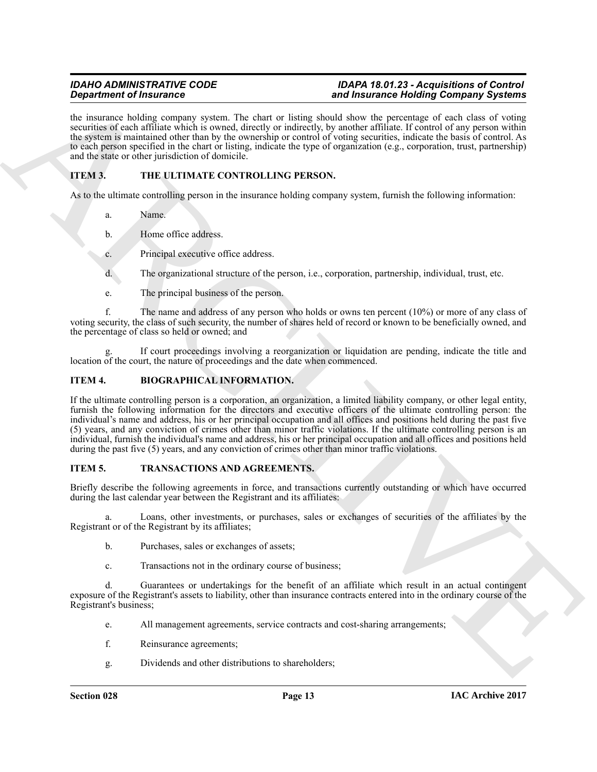the insurance holding company system. The chart or listing should show the percentage of each class of voting securities of each affiliate which is owned, directly or indirectly, by another affiliate. If control of any person within the system is maintained other than by the ownership or control of voting securities, indicate the basis of control. As to each person specified in the chart or listing, indicate the type of organization (e.g., corporation, trust, partnership) and the state or other jurisdiction of domicile.

### ITEM 3. THE ULTIMATE CONTROLLING PERSON.

As to the ultimate controlling person in the insurance holding company system, furnish the following information:

a. Name.

b. Home office address.

c. Principal executive office address.

d. The organizational structure of the person, i.e., corporation, partnership, individual, trust, etc.

e. The principal business of the person.

f. The name and address of any person who holds or owns ten percent (10%) or more of any class of voting security, the class of such security, the number of shares held of record or known to be beneficially owned, and the percentage of class so held or owned; and

g. If court proceedings involving a reorganization or liquidation are pending, indicate the title and location of the court, the nature of proceedings and the date when commenced.

### ITEM 4. BIOGRAPHICAL INFORMATION.

If the ultimate controlling person is a corporation, an organization, a limited liability company, or other legal entity, furnish the following information for the directors and executive officers of the ultimate controlling person: the individual's name and address, his or her principal occupation and all offices and positions held during the past five (5) years, and any conviction of crimes other than minor traffic violations. If the ultimate controlling person is an individual, furnish the individual's name and address, his or her principal occupation and all offices and positions held during the past five (5) years, and any conviction of crimes other than minor traffic violations.

### ITEM 5. TRANSACTIONS AND AGREEMENTS.

Briefly describe the following agreements in force, and transactions currently outstanding or which have occurred during the last calendar year between the Registrant and its affiliates:

a. Loans, other investments, or purchases, sales or exchanges of securities of the affiliates by the Registrant or of the Registrant by its affiliates;

b. Purchases, sales or exchanges of assets;

c. Transactions not in the ordinary course of business;

d. Guarantees or undertakings for the benefit of an affiliate which result in an actual contingent exposure of the Registrant's assets to liability, other than insurance contracts entered into in the ordinary course of the Registrant's business;

e. All management agreements, service contracts and cost-sharing arrangements;

f. Reinsurance agreements;

g. Dividends and other distributions to shareholders;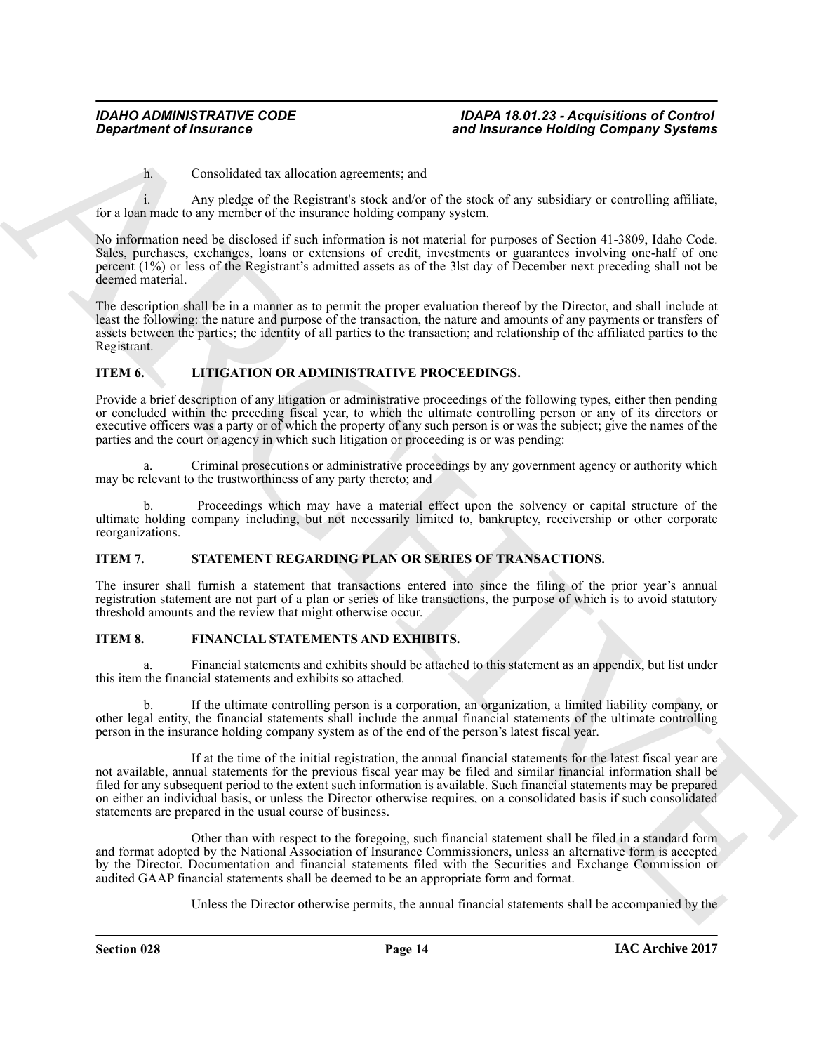h. Consolidated tax allocation agreements; and

i. Any pledge of the Registrant's stock and/or of the stock of any subsidiary or controlling affiliate, for a loan made to any member of the insurance holding company system.

No information need be disclosed if such information is not material for purposes of Section 41-3809, Idaho Code. Sales, purchases, exchanges, loans or extensions of credit, investments or guarantees involving one-half of one percent (1%) or less of the Registrant's admitted assets as of the 3lst day of December next preceding shall not be deemed material.

The description shall be in a manner as to permit the proper evaluation thereof by the Director, and shall include at least the following: the nature and purpose of the transaction, the nature and amounts of any payments or transfers of assets between the parties; the identity of all parties to the transaction; and relationship of the affiliated parties to the Registrant.

## ITEM 6. LITIGATION OR ADMINISTRATIVE PROCEEDINGS.

Provide a brief description of any litigation or administrative proceedings of the following types, either then pending or concluded within the preceding fiscal year, to which the ultimate controlling person or any of its directors or executive officers was a party or of which the property of any such person is or was the subject; give the names of the parties and the court or agency in which such litigation or proceeding is or was pending:

a. Criminal prosecutions or administrative proceedings by any government agency or authority which may be relevant to the trustworthiness of any party thereto; and

b. Proceedings which may have a material effect upon the solvency or capital structure of the ultimate holding company including, but not necessarily limited to, bankruptcy, receivership or other corporate reorganizations.

## ITEM 7. STATEMENT REGARDING PLAN OR SERIES OF TRANSACTIONS.

The insurer shall furnish a statement that transactions entered into since the filing of the prior year's annual registration statement are not part of a plan or series of like transactions, the purpose of which is to avoid statutory threshold amounts and the review that might otherwise occur.

## ITEM 8. FINANCIAL STATEMENTS AND EXHIBITS.

a. Financial statements and exhibits should be attached to this statement as an appendix, but list under this item the financial statements and exhibits so attached.

b. If the ultimate controlling person is a corporation, an organization, a limited liability company, or other legal entity, the financial statements shall include the annual financial statements of the ultimate controlling person in the insurance holding company system as of the end of the person's latest fiscal year.

If at the time of the initial registration, the annual financial statements for the latest fiscal year are not available, annual statements for the previous fiscal year may be filed and similar financial information shall be filed for any subsequent period to the extent such information is available. Such financial statements may be prepared on either an individual basis, or unless the Director otherwise requires, on a consolidated basis if such consolidated statements are prepared in the usual course of business.

Other than with respect to the foregoing, such financial statement shall be filed in a standard form and format adopted by the National Association of Insurance Commissioners, unless an alternative form is accepted by the Director. Documentation and financial statements filed with the Securities and Exchange Commission or audited GAAP financial statements shall be deemed to be an appropriate form and format.

Unless the Director otherwise permits, the annual financial statements shall be accompanied by the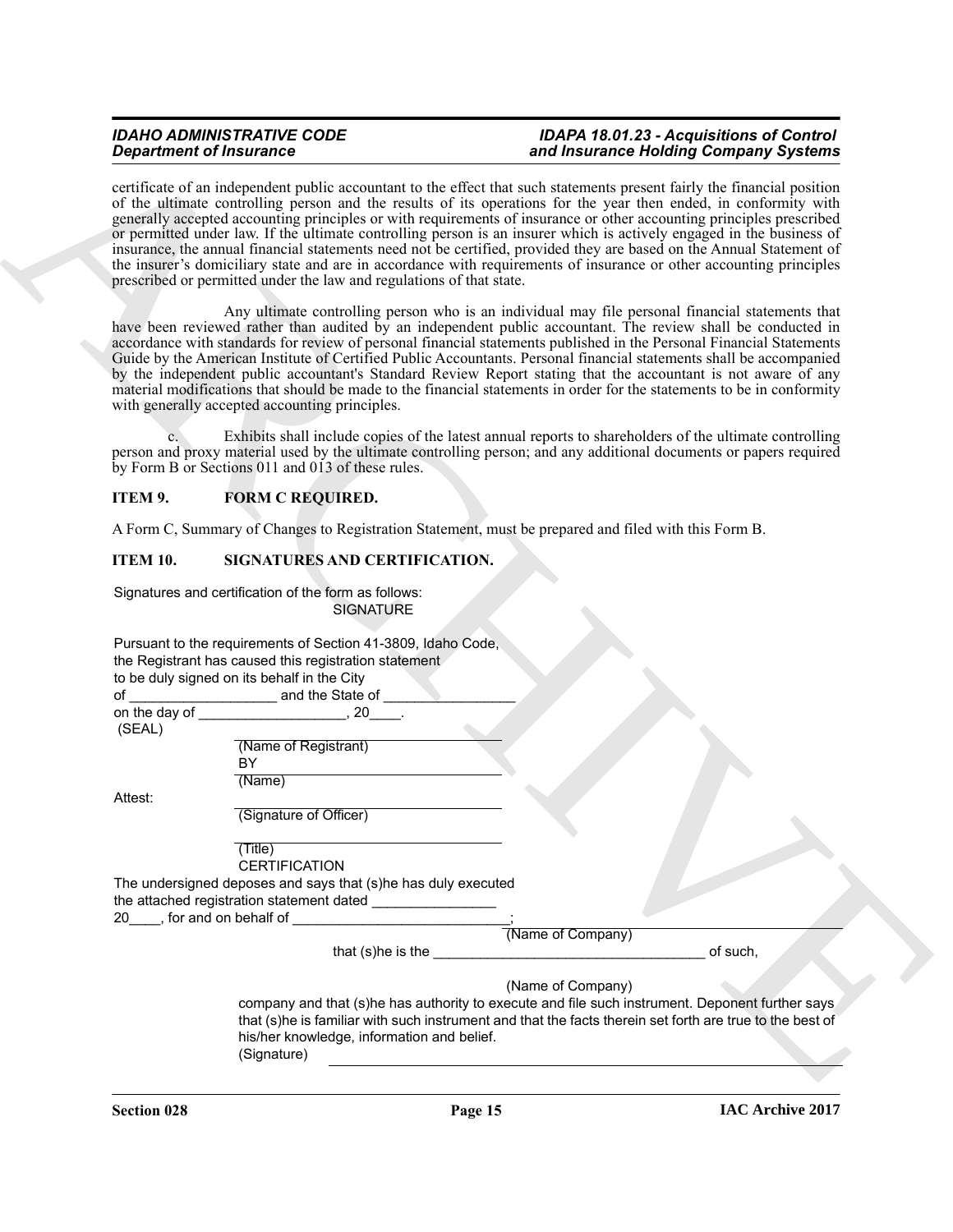certificate of an independent public accountant to the effect that such statements present fairly the financial position of the ultimate controlling person and the results of its operations for the year then ended, in conformity with generally accepted accounting principles or with requirements of insurance or other accounting principles prescribed or permitted under law. If the ultimate controlling person is an insurer which is actively engaged in the business of insurance, the annual financial statements need not be certified, provided they are based on the Annual Statement of the insurer's domiciliary state and are in accordance with requirements of insurance or other accounting principles prescribed or permitted under the law and regulations of that state.

Any ultimate controlling person who is an individual may file personal financial statements that have been reviewed rather than audited by an independent public accountant. The review shall be conducted in accordance with standards for review of personal financial statements published in the Personal Financial Statements Guide by the American Institute of Certified Public Accountants. Personal financial statements shall be accompanied by the independent public accountant's Standard Review Report stating that the accountant is not aware of any material modifications that should be made to the financial statements in order for the statements to be in conformity with generally accepted accounting principles.

c. Exhibits shall include copies of the latest annual reports to shareholders of the ultimate controlling person and proxy material used by the ultimate controlling person; and any additional documents or papers required by Form B or Sections 011 and 013 of these rules.

**ITEM 9. FORM C REQUIRED.**

A Form C, Summary of Changes to Registration Statement, must be prepared and filed with this Form B.

**ITEM 10. SIGNATURES AND CERTIFICATION.**

Signatures and certification of the form as follows:

SIGNATURE

Pursuant to the requirements of Section 41-3809, Idaho Code, the Registrant has caused this registration statement to be duly signed on its behalf in the City of ___________________ and the State of _________________ on the day of ___________________, 20____.

(SEAL)

______________________________
(Name of Registrant)

BY ______________________________
(Name)

Attest:

______________________________
(Signature of Officer)

______________________________
(Title)

CERTIFICATION

The undersigned deposes and says that (s)he has duly executed the attached registration statement dated ________________ 20____, for and on behalf of ____________________________;

(Name of Company)

that (s)he is the ___________________________________ of such,

(Name of Company)

company and that (s)he has authority to execute and file such instrument. Deponent further says that (s)he is familiar with such instrument and that the facts therein set forth are true to the best of his/her knowledge, information and belief.

(Signature) ______________________________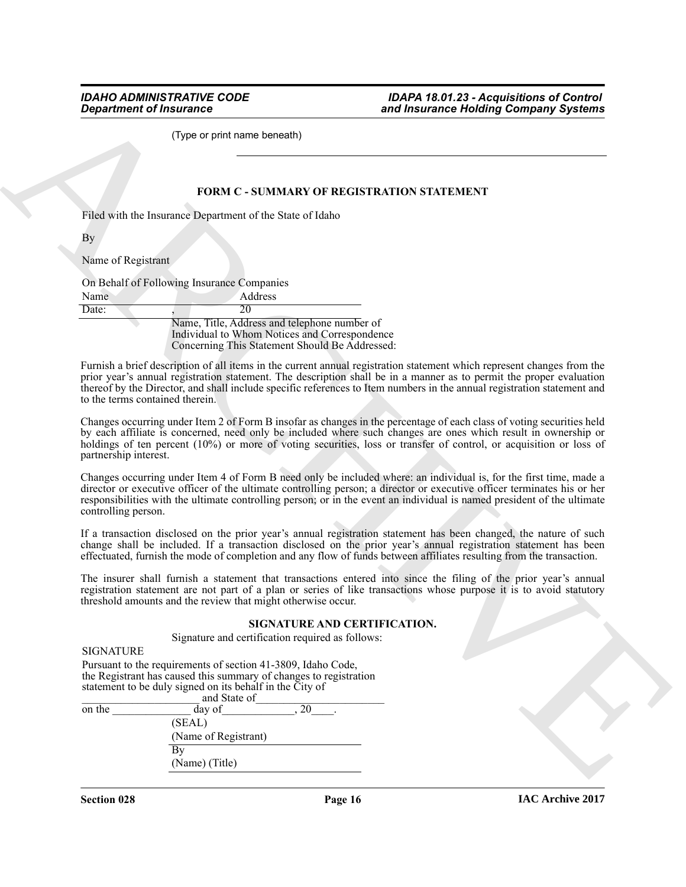(Type or print name beneath)

---

**FORM C - SUMMARY OF REGISTRATION STATEMENT**

Filed with the Insurance Department of the State of Idaho

By

Name of Registrant

On Behalf of Following Insurance Companies

| Name | Address |
|---|---|
| Date: | , 20 |

Name, Title, Address and telephone number of Individual to Whom Notices and Correspondence Concerning This Statement Should Be Addressed:

Furnish a brief description of all items in the current annual registration statement which represent changes from the prior year's annual registration statement. The description shall be in a manner as to permit the proper evaluation thereof by the Director, and shall include specific references to Item numbers in the annual registration statement and to the terms contained therein.

Changes occurring under Item 2 of Form B insofar as changes in the percentage of each class of voting securities held by each affiliate is concerned, need only be included where such changes are ones which result in ownership or holdings of ten percent (10%) or more of voting securities, loss or transfer of control, or acquisition or loss of partnership interest.

Changes occurring under Item 4 of Form B need only be included where: an individual is, for the first time, made a director or executive officer of the ultimate controlling person; a director or executive officer terminates his or her responsibilities with the ultimate controlling person; or in the event an individual is named president of the ultimate controlling person.

If a transaction disclosed on the prior year's annual registration statement has been changed, the nature of such change shall be included. If a transaction disclosed on the prior year's annual registration statement has been effectuated, furnish the mode of completion and any flow of funds between affiliates resulting from the transaction.

The insurer shall furnish a statement that transactions entered into since the filing of the prior year's annual registration statement are not part of a plan or series of like transactions whose purpose it is to avoid statutory threshold amounts and the review that might otherwise occur.

**SIGNATURE AND CERTIFICATION.**

Signature and certification required as follows:

SIGNATURE

Pursuant to the requirements of section 41-3809, Idaho Code, the Registrant has caused this summary of changes to registration statement to be duly signed on its behalf in the City of ____________________ and State of______________________ on the ______________ day of____________, 20____.

(SEAL)

(Name of Registrant)

By

(Name) (Title)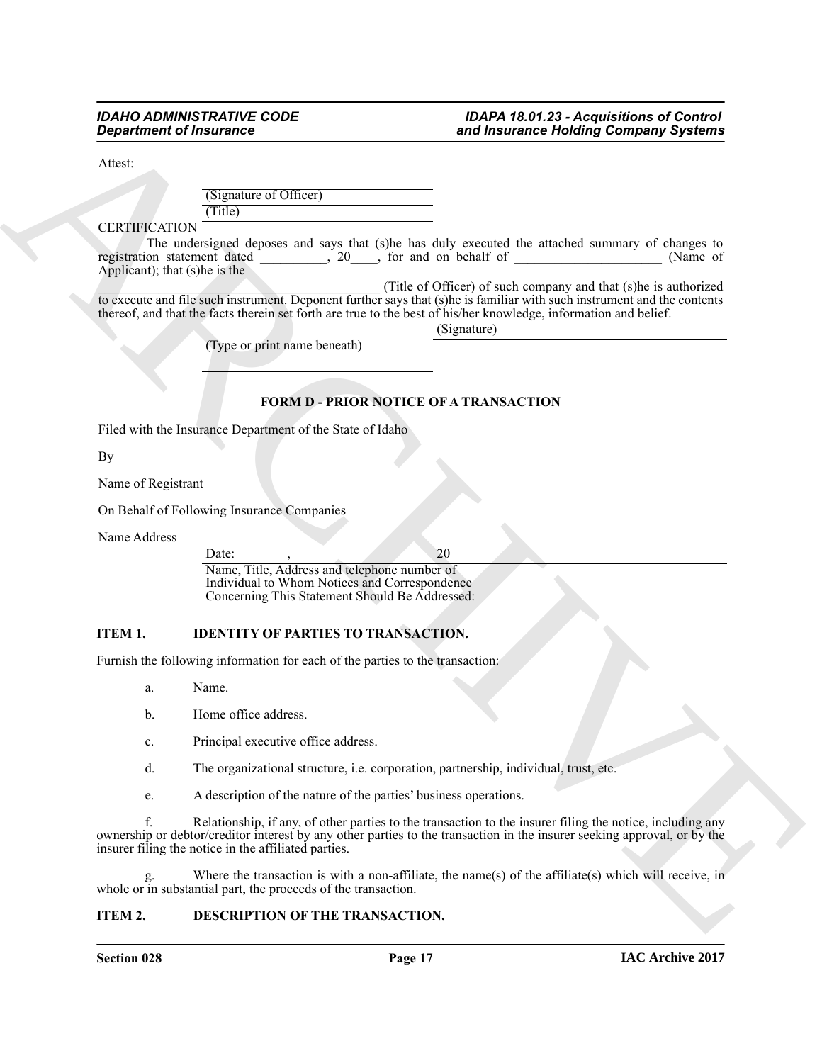Attest:

(Signature of Officer)

(Title)

CERTIFICATION

The undersigned deposes and says that (s)he has duly executed the attached summary of changes to registration statement dated __________, 20____, for and on behalf of ______________________ (Name of Applicant); that (s)he is the

_________________________________________ (Title of Officer) of such company and that (s)he is authorized to execute and file such instrument. Deponent further says that (s)he is familiar with such instrument and the contents thereof, and that the facts therein set forth are true to the best of his/her knowledge, information and belief.

(Signature)

(Type or print name beneath)

**FORM D - PRIOR NOTICE OF A TRANSACTION**

Filed with the Insurance Department of the State of Idaho

By

Name of Registrant

On Behalf of Following Insurance Companies

Name Address

Date: , 20

Name, Title, Address and telephone number of Individual to Whom Notices and Correspondence Concerning This Statement Should Be Addressed:

**ITEM 1. IDENTITY OF PARTIES TO TRANSACTION.**

Furnish the following information for each of the parties to the transaction:

a. Name.

b. Home office address.

c. Principal executive office address.

d. The organizational structure, i.e. corporation, partnership, individual, trust, etc.

e. A description of the nature of the parties' business operations.

f. Relationship, if any, of other parties to the transaction to the insurer filing the notice, including any ownership or debtor/creditor interest by any other parties to the transaction in the insurer seeking approval, or by the insurer filing the notice in the affiliated parties.

g. Where the transaction is with a non-affiliate, the name(s) of the affiliate(s) which will receive, in whole or in substantial part, the proceeds of the transaction.

**ITEM 2. DESCRIPTION OF THE TRANSACTION.**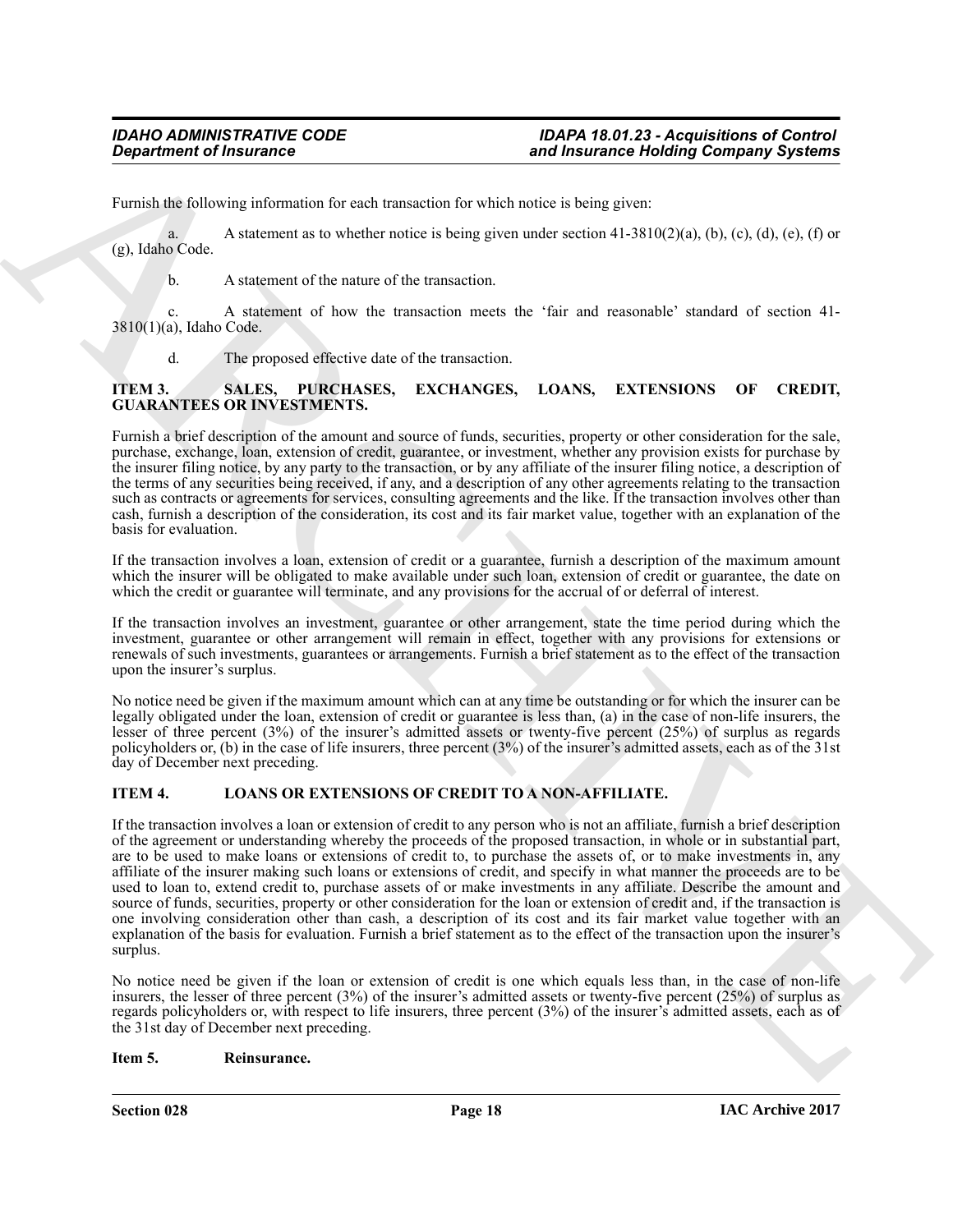Furnish the following information for each transaction for which notice is being given:

a. A statement as to whether notice is being given under section 41-3810(2)(a), (b), (c), (d), (e), (f) or (g), Idaho Code.

b. A statement of the nature of the transaction.

c. A statement of how the transaction meets the 'fair and reasonable' standard of section 41-3810(1)(a), Idaho Code.

d. The proposed effective date of the transaction.

**ITEM 3. SALES, PURCHASES, EXCHANGES, LOANS, EXTENSIONS OF CREDIT, GUARANTEES OR INVESTMENTS.**

Furnish a brief description of the amount and source of funds, securities, property or other consideration for the sale, purchase, exchange, loan, extension of credit, guarantee, or investment, whether any provision exists for purchase by the insurer filing notice, by any party to the transaction, or by any affiliate of the insurer filing notice, a description of the terms of any securities being received, if any, and a description of any other agreements relating to the transaction such as contracts or agreements for services, consulting agreements and the like. If the transaction involves other than cash, furnish a description of the consideration, its cost and its fair market value, together with an explanation of the basis for evaluation.

If the transaction involves a loan, extension of credit or a guarantee, furnish a description of the maximum amount which the insurer will be obligated to make available under such loan, extension of credit or guarantee, the date on which the credit or guarantee will terminate, and any provisions for the accrual of or deferral of interest.

If the transaction involves an investment, guarantee or other arrangement, state the time period during which the investment, guarantee or other arrangement will remain in effect, together with any provisions for extensions or renewals of such investments, guarantees or arrangements. Furnish a brief statement as to the effect of the transaction upon the insurer's surplus.

No notice need be given if the maximum amount which can at any time be outstanding or for which the insurer can be legally obligated under the loan, extension of credit or guarantee is less than, (a) in the case of non-life insurers, the lesser of three percent (3%) of the insurer's admitted assets or twenty-five percent (25%) of surplus as regards policyholders or, (b) in the case of life insurers, three percent (3%) of the insurer's admitted assets, each as of the 31st day of December next preceding.

**ITEM 4. LOANS OR EXTENSIONS OF CREDIT TO A NON-AFFILIATE.**

If the transaction involves a loan or extension of credit to any person who is not an affiliate, furnish a brief description of the agreement or understanding whereby the proceeds of the proposed transaction, in whole or in substantial part, are to be used to make loans or extensions of credit to, to purchase the assets of, or to make investments in, any affiliate of the insurer making such loans or extensions of credit, and specify in what manner the proceeds are to be used to loan to, extend credit to, purchase assets of or make investments in any affiliate. Describe the amount and source of funds, securities, property or other consideration for the loan or extension of credit and, if the transaction is one involving consideration other than cash, a description of its cost and its fair market value together with an explanation of the basis for evaluation. Furnish a brief statement as to the effect of the transaction upon the insurer's surplus.

No notice need be given if the loan or extension of credit is one which equals less than, in the case of non-life insurers, the lesser of three percent (3%) of the insurer's admitted assets or twenty-five percent (25%) of surplus as regards policyholders or, with respect to life insurers, three percent (3%) of the insurer's admitted assets, each as of the 31st day of December next preceding.

**Item 5. Reinsurance.**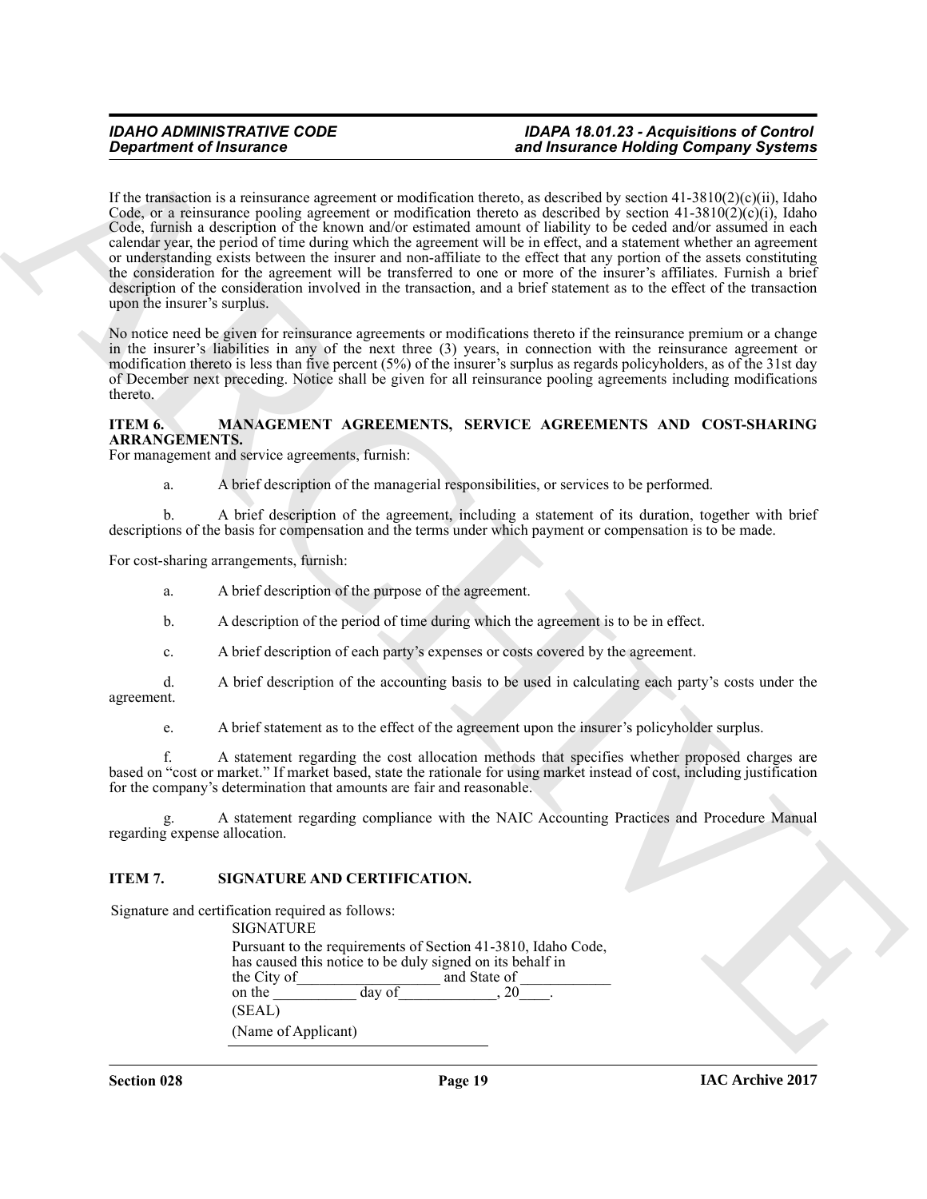If the transaction is a reinsurance agreement or modification thereto, as described by section 41-3810(2)(c)(ii), Idaho Code, or a reinsurance pooling agreement or modification thereto as described by section 41-3810(2)(c)(i), Idaho Code, furnish a description of the known and/or estimated amount of liability to be ceded and/or assumed in each calendar year, the period of time during which the agreement will be in effect, and a statement whether an agreement or understanding exists between the insurer and non-affiliate to the effect that any portion of the assets constituting the consideration for the agreement will be transferred to one or more of the insurer's affiliates. Furnish a brief description of the consideration involved in the transaction, and a brief statement as to the effect of the transaction upon the insurer's surplus.

No notice need be given for reinsurance agreements or modifications thereto if the reinsurance premium or a change in the insurer's liabilities in any of the next three (3) years, in connection with the reinsurance agreement or modification thereto is less than five percent (5%) of the insurer's surplus as regards policyholders, as of the 31st day of December next preceding. Notice shall be given for all reinsurance pooling agreements including modifications thereto.

**ITEM 6. MANAGEMENT AGREEMENTS, SERVICE AGREEMENTS AND COST-SHARING ARRANGEMENTS.**

For management and service agreements, furnish:

a. A brief description of the managerial responsibilities, or services to be performed.

b. A brief description of the agreement, including a statement of its duration, together with brief descriptions of the basis for compensation and the terms under which payment or compensation is to be made.

For cost-sharing arrangements, furnish:

a. A brief description of the purpose of the agreement.

b. A description of the period of time during which the agreement is to be in effect.

c. A brief description of each party's expenses or costs covered by the agreement.

d. A brief description of the accounting basis to be used in calculating each party's costs under the agreement.

e. A brief statement as to the effect of the agreement upon the insurer's policyholder surplus.

f. A statement regarding the cost allocation methods that specifies whether proposed charges are based on "cost or market." If market based, state the rationale for using market instead of cost, including justification for the company's determination that amounts are fair and reasonable.

g. A statement regarding compliance with the NAIC Accounting Practices and Procedure Manual regarding expense allocation.

**ITEM 7. SIGNATURE AND CERTIFICATION.**

Signature and certification required as follows:

SIGNATURE

Pursuant to the requirements of Section 41-3810, Idaho Code, has caused this notice to be duly signed on its behalf in the City of__________________ and State of ___________ on the __________ day of____________, 20____.

(SEAL)

(Name of Applicant)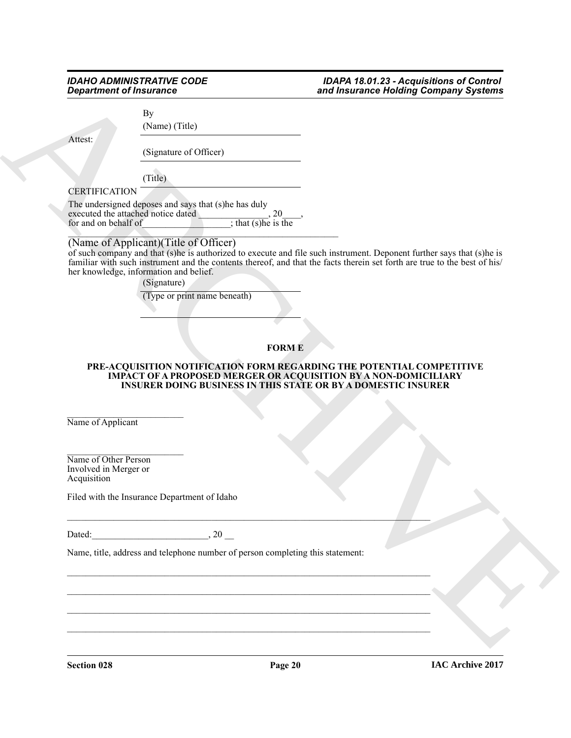By

(Name) (Title)

Attest:

(Signature of Officer)

(Title)

CERTIFICATION

The undersigned deposes and says that (s)he has duly executed the attached notice dated _______________, 20____, for and on behalf of___________________; that (s)he is the

______________________________________________________

(Name of Applicant)(Title of Officer)

of such company and that (s)he is authorized to execute and file such instrument. Deponent further says that (s)he is familiar with such instrument and the contents thereof, and that the facts therein set forth are true to the best of his/her knowledge, information and belief.

(Signature)

(Type or print name beneath)

**FORM E**

**PRE-ACQUISITION NOTIFICATION FORM REGARDING THE POTENTIAL COMPETITIVE IMPACT OF A PROPOSED MERGER OR ACQUISITION BY A NON-DOMICILIARY INSURER DOING BUSINESS IN THIS STATE OR BY A DOMESTIC INSURER**

__________________________

Name of Applicant

__________________________

Name of Other Person Involved in Merger or Acquisition

Filed with the Insurance Department of Idaho

_______________________________________________________________________________

Dated:_________________________, 20 __

Name, title, address and telephone number of person completing this statement:

_______________________________________________________________________________

_______________________________________________________________________________

_______________________________________________________________________________

_______________________________________________________________________________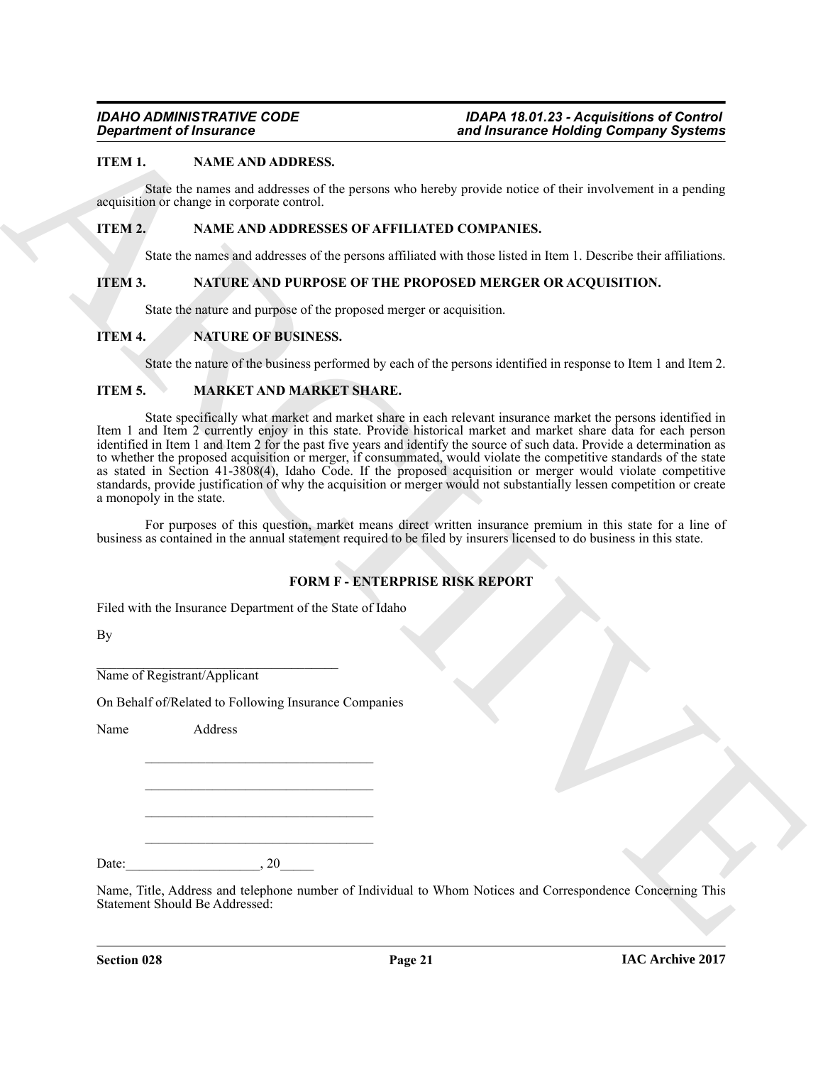**ITEM 1. NAME AND ADDRESS.**

State the names and addresses of the persons who hereby provide notice of their involvement in a pending acquisition or change in corporate control.

**ITEM 2. NAME AND ADDRESSES OF AFFILIATED COMPANIES.**

State the names and addresses of the persons affiliated with those listed in Item 1. Describe their affiliations.

**ITEM 3. NATURE AND PURPOSE OF THE PROPOSED MERGER OR ACQUISITION.**

State the nature and purpose of the proposed merger or acquisition.

**ITEM 4. NATURE OF BUSINESS.**

State the nature of the business performed by each of the persons identified in response to Item 1 and Item 2.

**ITEM 5. MARKET AND MARKET SHARE.**

State specifically what market and market share in each relevant insurance market the persons identified in Item 1 and Item 2 currently enjoy in this state. Provide historical market and market share data for each person identified in Item 1 and Item 2 for the past five years and identify the source of such data. Provide a determination as to whether the proposed acquisition or merger, if consummated, would violate the competitive standards of the state as stated in Section 41-3808(4), Idaho Code. If the proposed acquisition or merger would violate competitive standards, provide justification of why the acquisition or merger would not substantially lessen competition or create a monopoly in the state.

For purposes of this question, market means direct written insurance premium in this state for a line of business as contained in the annual statement required to be filed by insurers licensed to do business in this state.

**FORM F - ENTERPRISE RISK REPORT**

Filed with the Insurance Department of the State of Idaho

By

______________________________________
Name of Registrant/Applicant

On Behalf of/Related to Following Insurance Companies

Name Address

______________________________________

______________________________________

______________________________________

______________________________________

Date:____________________, 20_____

Name, Title, Address and telephone number of Individual to Whom Notices and Correspondence Concerning This Statement Should Be Addressed: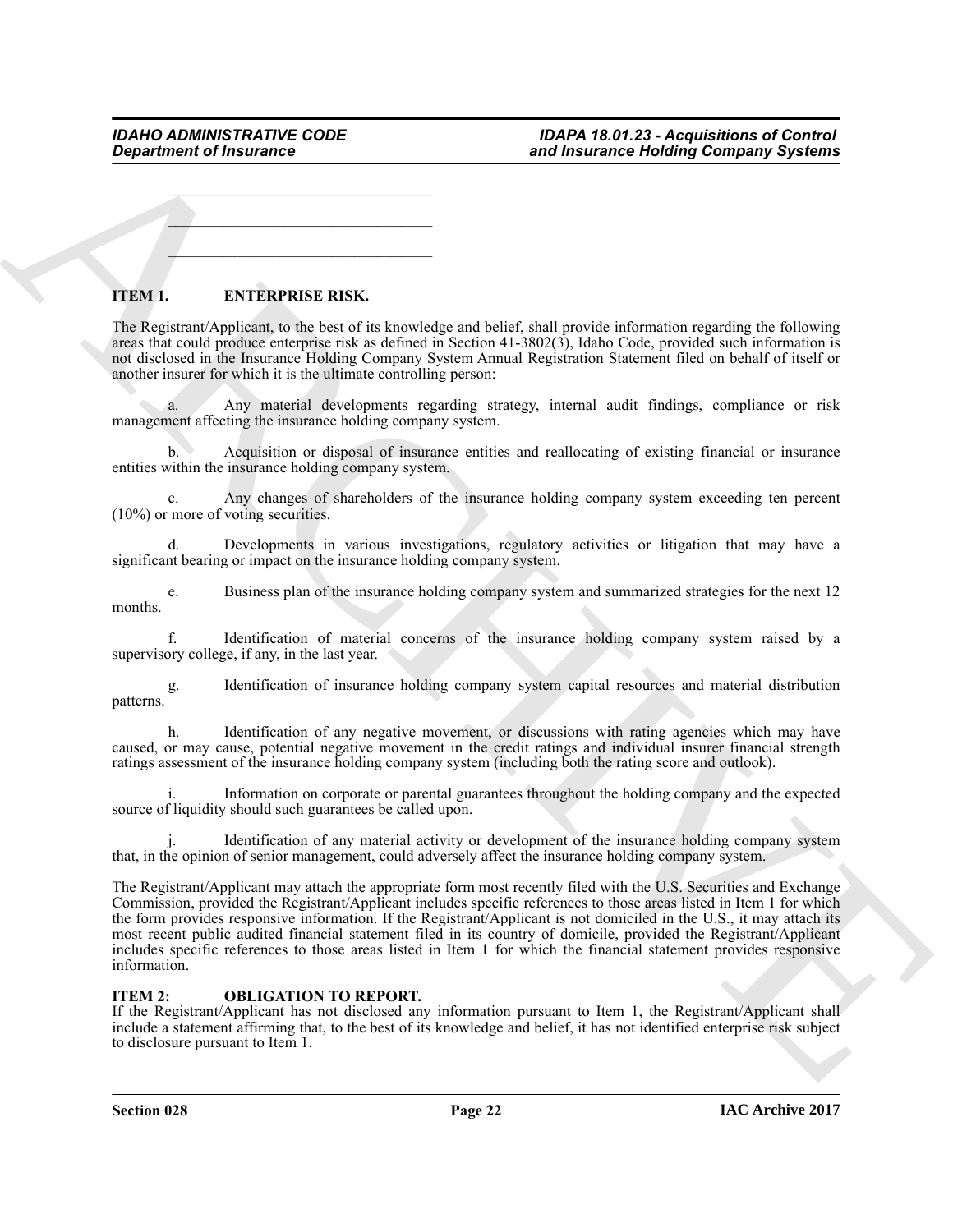\_\_\_\_\_\_\_\_\_\_\_\_\_\_\_\_\_\_\_\_\_\_\_\_\_\_\_\_\_\_\_\_\_\_\_\_

\_\_\_\_\_\_\_\_\_\_\_\_\_\_\_\_\_\_\_\_\_\_\_\_\_\_\_\_\_\_\_\_\_\_\_\_

\_\_\_\_\_\_\_\_\_\_\_\_\_\_\_\_\_\_\_\_\_\_\_\_\_\_\_\_\_\_\_\_\_\_\_\_

**ITEM 1. ENTERPRISE RISK.**

The Registrant/Applicant, to the best of its knowledge and belief, shall provide information regarding the following areas that could produce enterprise risk as defined in Section 41-3802(3), Idaho Code, provided such information is not disclosed in the Insurance Holding Company System Annual Registration Statement filed on behalf of itself or another insurer for which it is the ultimate controlling person:

a. Any material developments regarding strategy, internal audit findings, compliance or risk management affecting the insurance holding company system.

b. Acquisition or disposal of insurance entities and reallocating of existing financial or insurance entities within the insurance holding company system.

c. Any changes of shareholders of the insurance holding company system exceeding ten percent (10%) or more of voting securities.

d. Developments in various investigations, regulatory activities or litigation that may have a significant bearing or impact on the insurance holding company system.

e. Business plan of the insurance holding company system and summarized strategies for the next 12 months.

f. Identification of material concerns of the insurance holding company system raised by a supervisory college, if any, in the last year.

g. Identification of insurance holding company system capital resources and material distribution patterns.

h. Identification of any negative movement, or discussions with rating agencies which may have caused, or may cause, potential negative movement in the credit ratings and individual insurer financial strength ratings assessment of the insurance holding company system (including both the rating score and outlook).

i. Information on corporate or parental guarantees throughout the holding company and the expected source of liquidity should such guarantees be called upon.

j. Identification of any material activity or development of the insurance holding company system that, in the opinion of senior management, could adversely affect the insurance holding company system.

The Registrant/Applicant may attach the appropriate form most recently filed with the U.S. Securities and Exchange Commission, provided the Registrant/Applicant includes specific references to those areas listed in Item 1 for which the form provides responsive information. If the Registrant/Applicant is not domiciled in the U.S., it may attach its most recent public audited financial statement filed in its country of domicile, provided the Registrant/Applicant includes specific references to those areas listed in Item 1 for which the financial statement provides responsive information.

**ITEM 2: OBLIGATION TO REPORT.**

If the Registrant/Applicant has not disclosed any information pursuant to Item 1, the Registrant/Applicant shall include a statement affirming that, to the best of its knowledge and belief, it has not identified enterprise risk subject to disclosure pursuant to Item 1.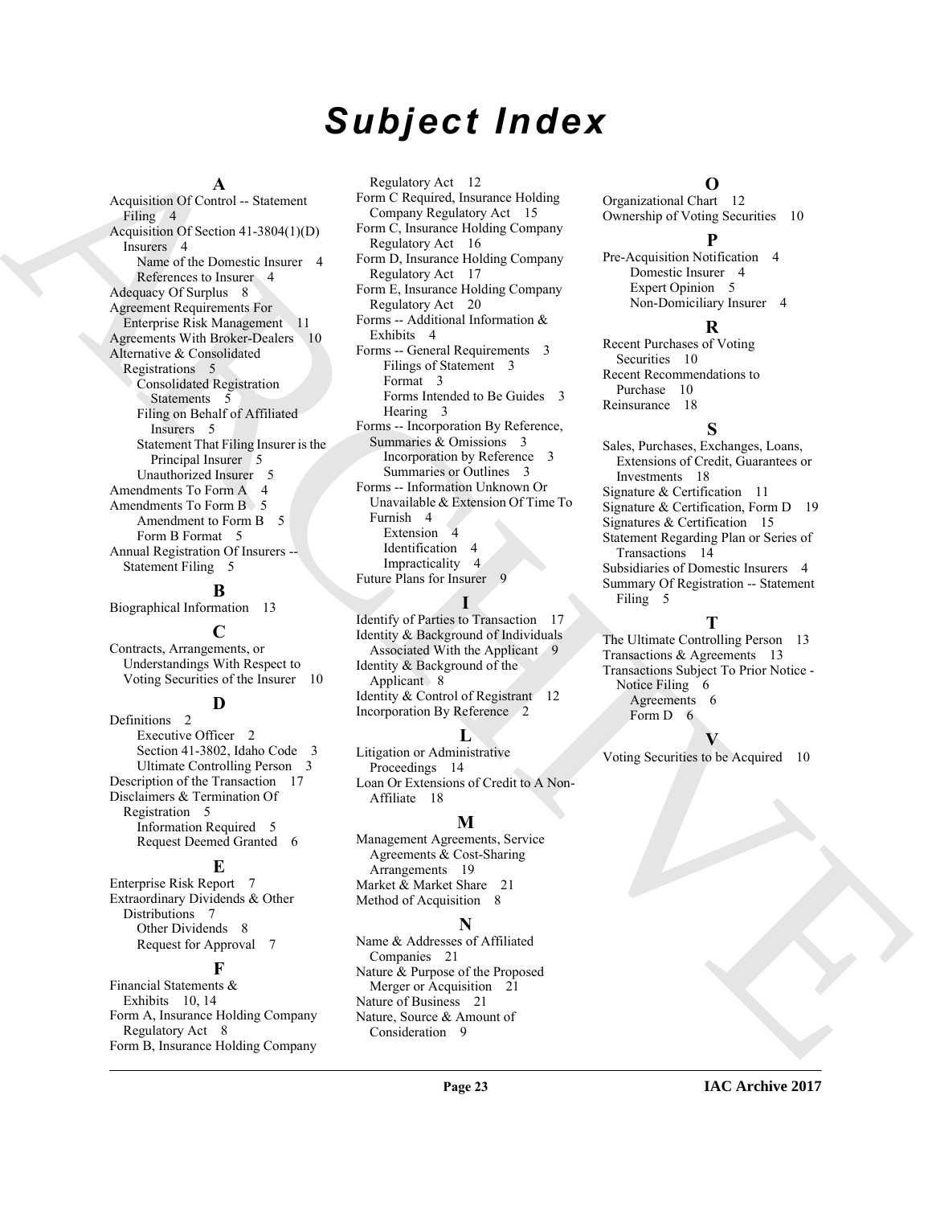# Subject Index

**A**

Acquisition Of Control -- Statement Filing 4
Acquisition Of Section 41-3804(1)(D) Insurers 4
 Name of the Domestic Insurer 4
 References to Insurer 4
Adequacy Of Surplus 8
Agreement Requirements For Enterprise Risk Management 11
Agreements With Broker-Dealers 10
Alternative & Consolidated Registrations 5
 Consolidated Registration Statements 5
 Filing on Behalf of Affiliated Insurers 5
 Statement That Filing Insurer is the Principal Insurer 5
 Unauthorized Insurer 5
Amendments To Form A 4
Amendments To Form B 5
 Amendment to Form B 5
 Form B Format 5
Annual Registration Of Insurers -- Statement Filing 5

**B**

Biographical Information 13

**C**

Contracts, Arrangements, or Understandings With Respect to Voting Securities of the Insurer 10

**D**

Definitions 2
 Executive Officer 2
 Section 41-3802, Idaho Code 3
 Ultimate Controlling Person 3
Description of the Transaction 17
Disclaimers & Termination Of Registration 5
 Information Required 5
 Request Deemed Granted 6

**E**

Enterprise Risk Report 7
Extraordinary Dividends & Other Distributions 7
 Other Dividends 8
 Request for Approval 7

**F**

Financial Statements & Exhibits 10, 14
Form A, Insurance Holding Company Regulatory Act 8
Form B, Insurance Holding Company Regulatory Act 12
Form C Required, Insurance Holding Company Regulatory Act 15
Form C, Insurance Holding Company Regulatory Act 16
Form D, Insurance Holding Company Regulatory Act 17
Form E, Insurance Holding Company Regulatory Act 20
Forms -- Additional Information & Exhibits 4
Forms -- General Requirements 3
 Filings of Statement 3
 Format 3
 Forms Intended to Be Guides 3
 Hearing 3
Forms -- Incorporation By Reference, Summaries & Omissions 3
 Incorporation by Reference 3
 Summaries or Outlines 3
Forms -- Information Unknown Or Unavailable & Extension Of Time To Furnish 4
 Extension 4
 Identification 4
 Impracticality 4
Future Plans for Insurer 9

**I**

Identify of Parties to Transaction 17
Identity & Background of Individuals Associated With the Applicant 9
Identity & Background of the Applicant 8
Identity & Control of Registrant 12
Incorporation By Reference 2

**L**

Litigation or Administrative Proceedings 14
Loan Or Extensions of Credit to A Non-Affiliate 18

**M**

Management Agreements, Service Agreements & Cost-Sharing Arrangements 19
Market & Market Share 21
Method of Acquisition 8

**N**

Name & Addresses of Affiliated Companies 21
Nature & Purpose of the Proposed Merger or Acquisition 21
Nature of Business 21
Nature, Source & Amount of Consideration 9

**O**

Organizational Chart 12
Ownership of Voting Securities 10

**P**

Pre-Acquisition Notification 4
 Domestic Insurer 4
 Expert Opinion 5
 Non-Domiciliary Insurer 4

**R**

Recent Purchases of Voting Securities 10
Recent Recommendations to Purchase 10
Reinsurance 18

**S**

Sales, Purchases, Exchanges, Loans, Extensions of Credit, Guarantees or Investments 18
Signature & Certification 11
Signature & Certification, Form D 19
Signatures & Certification 15
Statement Regarding Plan or Series of Transactions 14
Subsidiaries of Domestic Insurers 4
Summary Of Registration -- Statement Filing 5

**T**

The Ultimate Controlling Person 13
Transactions & Agreements 13
Transactions Subject To Prior Notice - Notice Filing 6
 Agreements 6
 Form D 6

**V**

Voting Securities to be Acquired 10